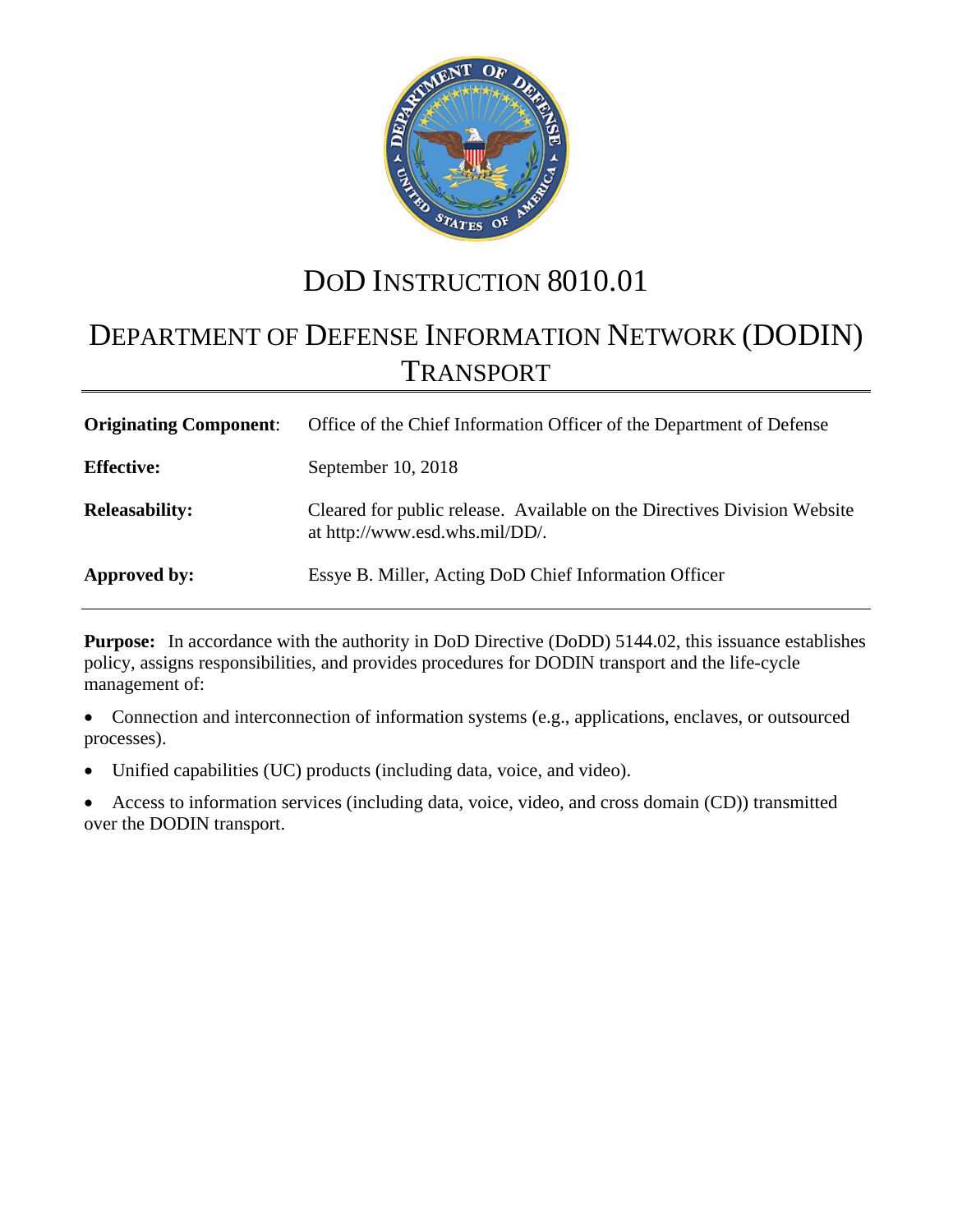# DoD INSTRUCTION 8010.01

# DEPARTMENT OF DEFENSE INFORMATION NETWORK (DODIN) TRANSPORT

| | |
|---|---|
| **Originating Component**: | Office of the Chief Information Officer of the Department of Defense |
| **Effective:** | September 10, 2018 |
| **Releasability:** | Cleared for public release. Available on the Directives Division Website at http://www.esd.whs.mil/DD/. |
| **Approved by:** | Essye B. Miller, Acting DoD Chief Information Officer |

**Purpose:** In accordance with the authority in DoD Directive (DoDD) 5144.02, this issuance establishes policy, assigns responsibilities, and provides procedures for DODIN transport and the life-cycle management of:

- Connection and interconnection of information systems (e.g., applications, enclaves, or outsourced processes).
- Unified capabilities (UC) products (including data, voice, and video).
- Access to information services (including data, voice, video, and cross domain (CD)) transmitted over the DODIN transport.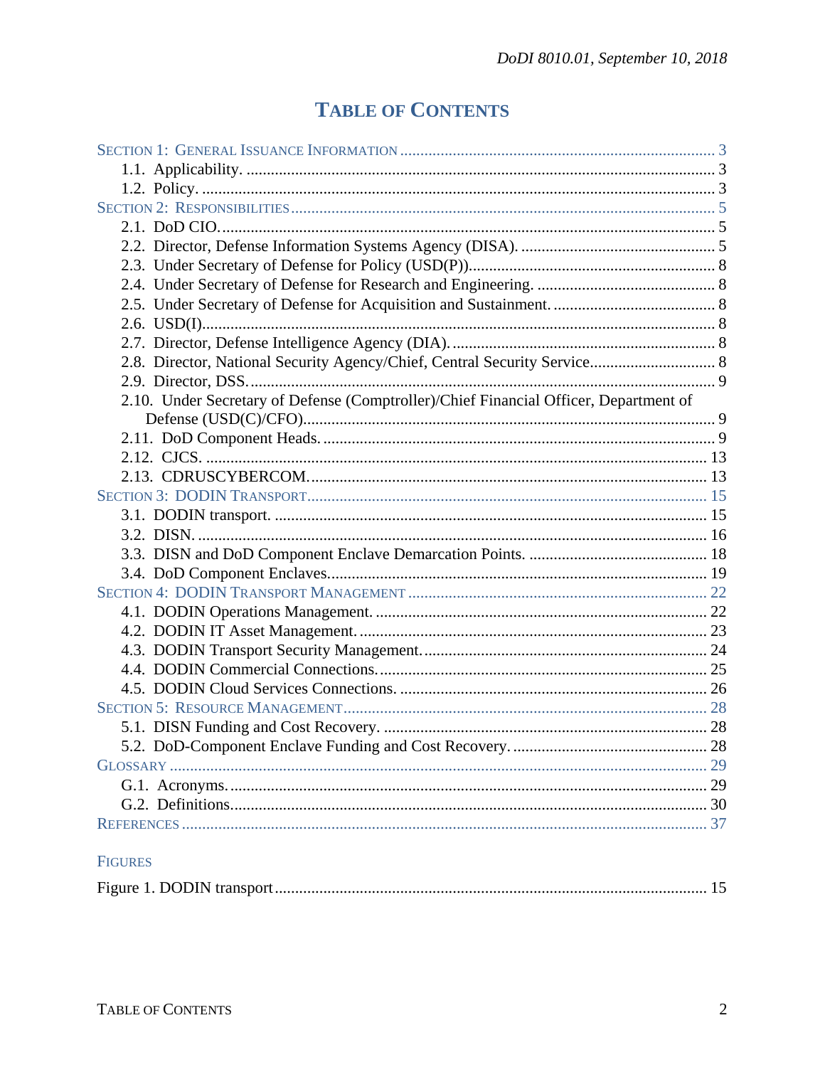# TABLE OF CONTENTS

SECTION 1: GENERAL ISSUANCE INFORMATION ... 3
- 1.1. Applicability. ... 3
- 1.2. Policy. ... 3

SECTION 2: RESPONSIBILITIES ... 5
- 2.1. DoD CIO. ... 5
- 2.2. Director, Defense Information Systems Agency (DISA). ... 5
- 2.3. Under Secretary of Defense for Policy (USD(P)). ... 8
- 2.4. Under Secretary of Defense for Research and Engineering. ... 8
- 2.5. Under Secretary of Defense for Acquisition and Sustainment. ... 8
- 2.6. USD(I). ... 8
- 2.7. Director, Defense Intelligence Agency (DIA). ... 8
- 2.8. Director, National Security Agency/Chief, Central Security Service ... 8
- 2.9. Director, DSS. ... 9
- 2.10. Under Secretary of Defense (Comptroller)/Chief Financial Officer, Department of Defense (USD(C)/CFO) ... 9
- 2.11. DoD Component Heads. ... 9
- 2.12. CJCS. ... 13
- 2.13. CDRUSCYBERCOM. ... 13

SECTION 3: DODIN TRANSPORT ... 15
- 3.1. DODIN transport. ... 15
- 3.2. DISN. ... 16
- 3.3. DISN and DoD Component Enclave Demarcation Points. ... 18
- 3.4. DoD Component Enclaves. ... 19

SECTION 4: DODIN TRANSPORT MANAGEMENT ... 22
- 4.1. DODIN Operations Management. ... 22
- 4.2. DODIN IT Asset Management. ... 23
- 4.3. DODIN Transport Security Management. ... 24
- 4.4. DODIN Commercial Connections. ... 25
- 4.5. DODIN Cloud Services Connections. ... 26

SECTION 5: RESOURCE MANAGEMENT ... 28
- 5.1. DISN Funding and Cost Recovery. ... 28
- 5.2. DoD-Component Enclave Funding and Cost Recovery. ... 28

GLOSSARY ... 29
- G.1. Acronyms. ... 29
- G.2. Definitions. ... 30

REFERENCES ... 37

FIGURES

Figure 1. DODIN transport ... 15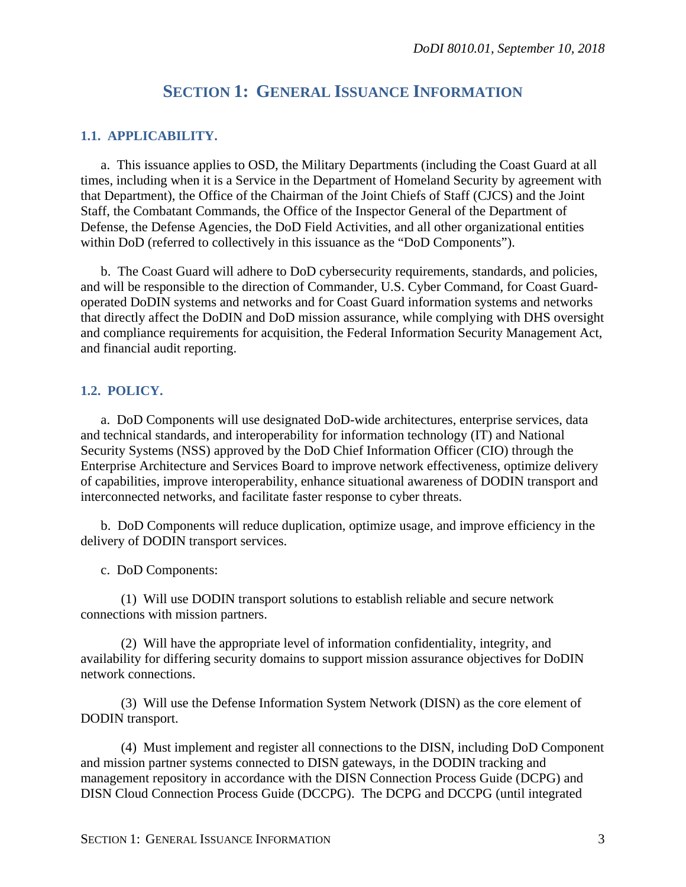# SECTION 1: GENERAL ISSUANCE INFORMATION

## 1.1. APPLICABILITY.

a. This issuance applies to OSD, the Military Departments (including the Coast Guard at all times, including when it is a Service in the Department of Homeland Security by agreement with that Department), the Office of the Chairman of the Joint Chiefs of Staff (CJCS) and the Joint Staff, the Combatant Commands, the Office of the Inspector General of the Department of Defense, the Defense Agencies, the DoD Field Activities, and all other organizational entities within DoD (referred to collectively in this issuance as the "DoD Components").

b. The Coast Guard will adhere to DoD cybersecurity requirements, standards, and policies, and will be responsible to the direction of Commander, U.S. Cyber Command, for Coast Guard-operated DoDIN systems and networks and for Coast Guard information systems and networks that directly affect the DoDIN and DoD mission assurance, while complying with DHS oversight and compliance requirements for acquisition, the Federal Information Security Management Act, and financial audit reporting.

## 1.2. POLICY.

a. DoD Components will use designated DoD-wide architectures, enterprise services, data and technical standards, and interoperability for information technology (IT) and National Security Systems (NSS) approved by the DoD Chief Information Officer (CIO) through the Enterprise Architecture and Services Board to improve network effectiveness, optimize delivery of capabilities, improve interoperability, enhance situational awareness of DODIN transport and interconnected networks, and facilitate faster response to cyber threats.

b. DoD Components will reduce duplication, optimize usage, and improve efficiency in the delivery of DODIN transport services.

c. DoD Components:

(1) Will use DODIN transport solutions to establish reliable and secure network connections with mission partners.

(2) Will have the appropriate level of information confidentiality, integrity, and availability for differing security domains to support mission assurance objectives for DoDIN network connections.

(3) Will use the Defense Information System Network (DISN) as the core element of DODIN transport.

(4) Must implement and register all connections to the DISN, including DoD Component and mission partner systems connected to DISN gateways, in the DODIN tracking and management repository in accordance with the DISN Connection Process Guide (DCPG) and DISN Cloud Connection Process Guide (DCCPG). The DCPG and DCCPG (until integrated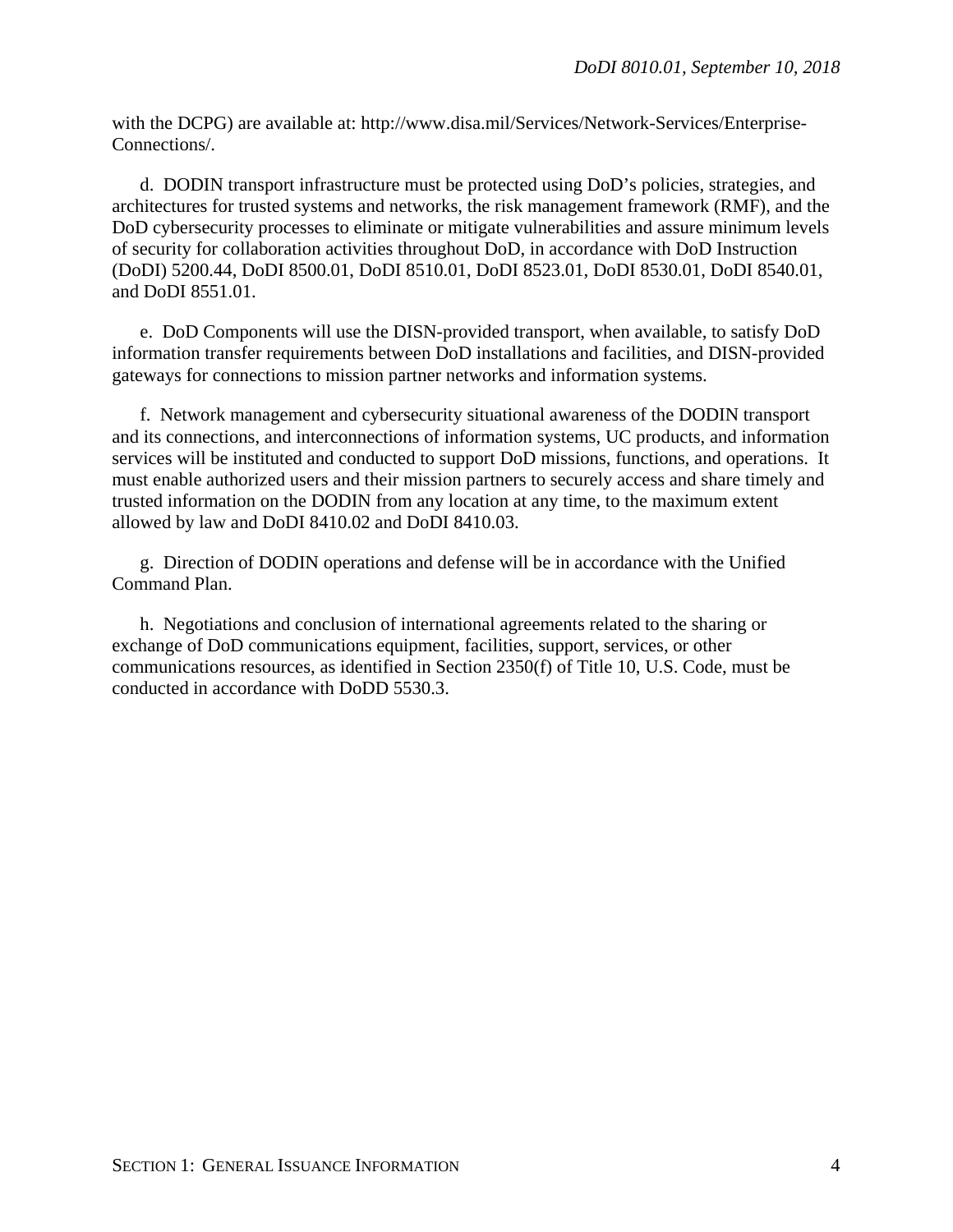with the DCPG) are available at: http://www.disa.mil/Services/Network-Services/Enterprise-Connections/.

d. DODIN transport infrastructure must be protected using DoD's policies, strategies, and architectures for trusted systems and networks, the risk management framework (RMF), and the DoD cybersecurity processes to eliminate or mitigate vulnerabilities and assure minimum levels of security for collaboration activities throughout DoD, in accordance with DoD Instruction (DoDI) 5200.44, DoDI 8500.01, DoDI 8510.01, DoDI 8523.01, DoDI 8530.01, DoDI 8540.01, and DoDI 8551.01.

e. DoD Components will use the DISN-provided transport, when available, to satisfy DoD information transfer requirements between DoD installations and facilities, and DISN-provided gateways for connections to mission partner networks and information systems.

f. Network management and cybersecurity situational awareness of the DODIN transport and its connections, and interconnections of information systems, UC products, and information services will be instituted and conducted to support DoD missions, functions, and operations. It must enable authorized users and their mission partners to securely access and share timely and trusted information on the DODIN from any location at any time, to the maximum extent allowed by law and DoDI 8410.02 and DoDI 8410.03.

g. Direction of DODIN operations and defense will be in accordance with the Unified Command Plan.

h. Negotiations and conclusion of international agreements related to the sharing or exchange of DoD communications equipment, facilities, support, services, or other communications resources, as identified in Section 2350(f) of Title 10, U.S. Code, must be conducted in accordance with DoDD 5530.3.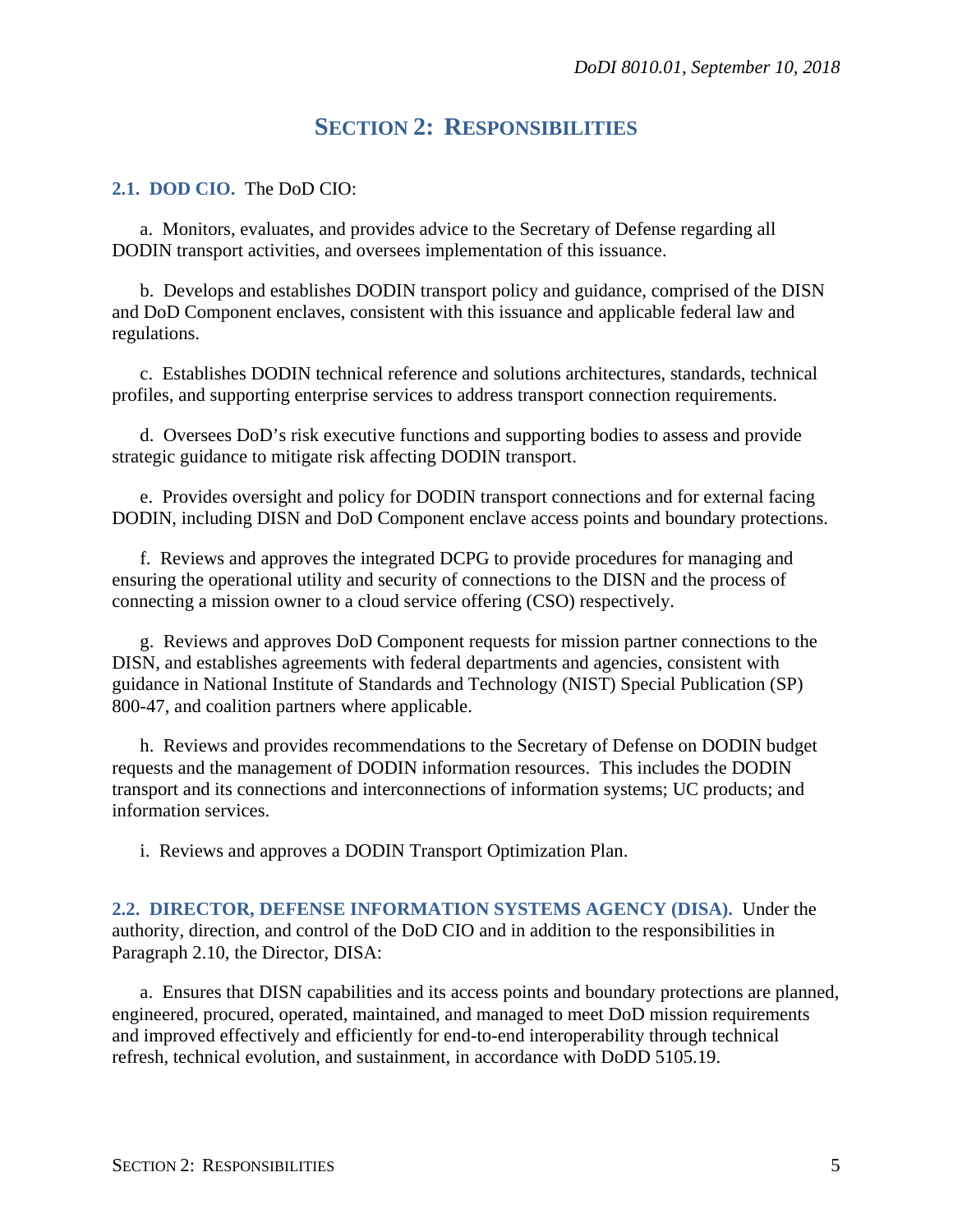# SECTION 2: RESPONSIBILITIES

**2.1. DOD CIO.** The DoD CIO:

a. Monitors, evaluates, and provides advice to the Secretary of Defense regarding all DODIN transport activities, and oversees implementation of this issuance.

b. Develops and establishes DODIN transport policy and guidance, comprised of the DISN and DoD Component enclaves, consistent with this issuance and applicable federal law and regulations.

c. Establishes DODIN technical reference and solutions architectures, standards, technical profiles, and supporting enterprise services to address transport connection requirements.

d. Oversees DoD's risk executive functions and supporting bodies to assess and provide strategic guidance to mitigate risk affecting DODIN transport.

e. Provides oversight and policy for DODIN transport connections and for external facing DODIN, including DISN and DoD Component enclave access points and boundary protections.

f. Reviews and approves the integrated DCPG to provide procedures for managing and ensuring the operational utility and security of connections to the DISN and the process of connecting a mission owner to a cloud service offering (CSO) respectively.

g. Reviews and approves DoD Component requests for mission partner connections to the DISN, and establishes agreements with federal departments and agencies, consistent with guidance in National Institute of Standards and Technology (NIST) Special Publication (SP) 800-47, and coalition partners where applicable.

h. Reviews and provides recommendations to the Secretary of Defense on DODIN budget requests and the management of DODIN information resources. This includes the DODIN transport and its connections and interconnections of information systems; UC products; and information services.

i. Reviews and approves a DODIN Transport Optimization Plan.

**2.2. DIRECTOR, DEFENSE INFORMATION SYSTEMS AGENCY (DISA).** Under the authority, direction, and control of the DoD CIO and in addition to the responsibilities in Paragraph 2.10, the Director, DISA:

a. Ensures that DISN capabilities and its access points and boundary protections are planned, engineered, procured, operated, maintained, and managed to meet DoD mission requirements and improved effectively and efficiently for end-to-end interoperability through technical refresh, technical evolution, and sustainment, in accordance with DoDD 5105.19.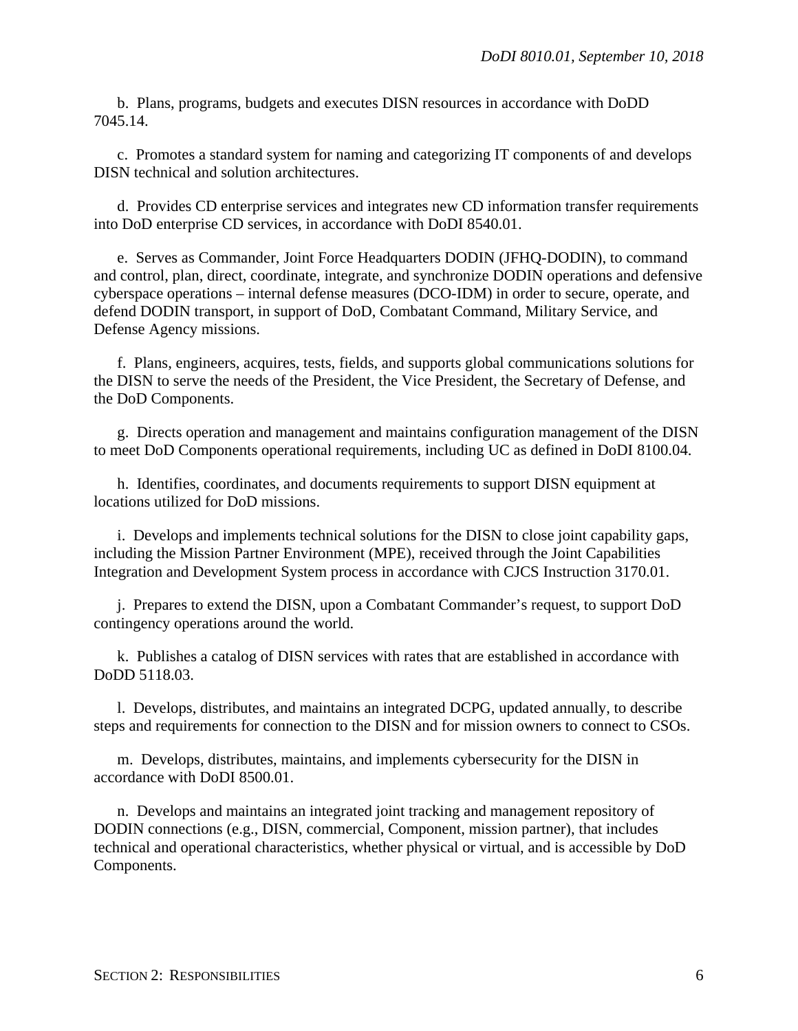b. Plans, programs, budgets and executes DISN resources in accordance with DoDD 7045.14.

c. Promotes a standard system for naming and categorizing IT components of and develops DISN technical and solution architectures.

d. Provides CD enterprise services and integrates new CD information transfer requirements into DoD enterprise CD services, in accordance with DoDI 8540.01.

e. Serves as Commander, Joint Force Headquarters DODIN (JFHQ-DODIN), to command and control, plan, direct, coordinate, integrate, and synchronize DODIN operations and defensive cyberspace operations – internal defense measures (DCO-IDM) in order to secure, operate, and defend DODIN transport, in support of DoD, Combatant Command, Military Service, and Defense Agency missions.

f. Plans, engineers, acquires, tests, fields, and supports global communications solutions for the DISN to serve the needs of the President, the Vice President, the Secretary of Defense, and the DoD Components.

g. Directs operation and management and maintains configuration management of the DISN to meet DoD Components operational requirements, including UC as defined in DoDI 8100.04.

h. Identifies, coordinates, and documents requirements to support DISN equipment at locations utilized for DoD missions.

i. Develops and implements technical solutions for the DISN to close joint capability gaps, including the Mission Partner Environment (MPE), received through the Joint Capabilities Integration and Development System process in accordance with CJCS Instruction 3170.01.

j. Prepares to extend the DISN, upon a Combatant Commander's request, to support DoD contingency operations around the world.

k. Publishes a catalog of DISN services with rates that are established in accordance with DoDD 5118.03.

l. Develops, distributes, and maintains an integrated DCPG, updated annually, to describe steps and requirements for connection to the DISN and for mission owners to connect to CSOs.

m. Develops, distributes, maintains, and implements cybersecurity for the DISN in accordance with DoDI 8500.01.

n. Develops and maintains an integrated joint tracking and management repository of DODIN connections (e.g., DISN, commercial, Component, mission partner), that includes technical and operational characteristics, whether physical or virtual, and is accessible by DoD Components.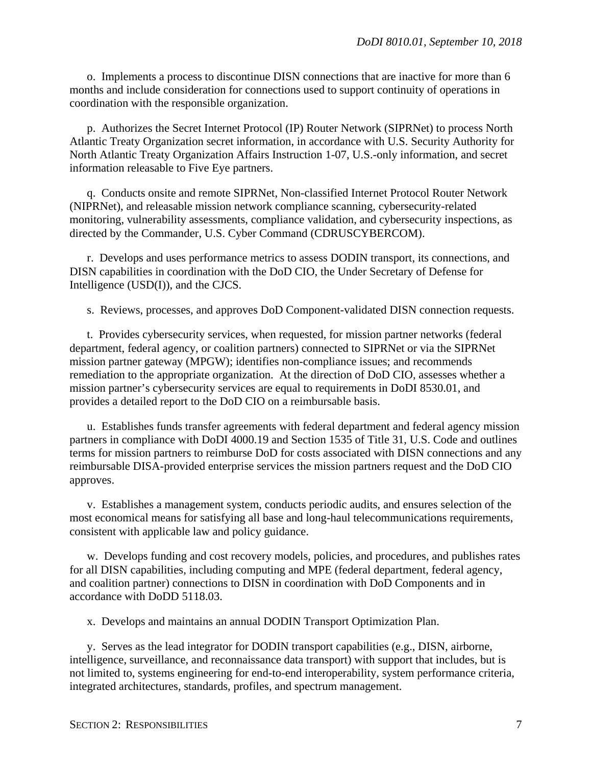o. Implements a process to discontinue DISN connections that are inactive for more than 6 months and include consideration for connections used to support continuity of operations in coordination with the responsible organization.

p. Authorizes the Secret Internet Protocol (IP) Router Network (SIPRNet) to process North Atlantic Treaty Organization secret information, in accordance with U.S. Security Authority for North Atlantic Treaty Organization Affairs Instruction 1-07, U.S.-only information, and secret information releasable to Five Eye partners.

q. Conducts onsite and remote SIPRNet, Non-classified Internet Protocol Router Network (NIPRNet), and releasable mission network compliance scanning, cybersecurity-related monitoring, vulnerability assessments, compliance validation, and cybersecurity inspections, as directed by the Commander, U.S. Cyber Command (CDRUSCYBERCOM).

r. Develops and uses performance metrics to assess DODIN transport, its connections, and DISN capabilities in coordination with the DoD CIO, the Under Secretary of Defense for Intelligence (USD(I)), and the CJCS.

s. Reviews, processes, and approves DoD Component-validated DISN connection requests.

t. Provides cybersecurity services, when requested, for mission partner networks (federal department, federal agency, or coalition partners) connected to SIPRNet or via the SIPRNet mission partner gateway (MPGW); identifies non-compliance issues; and recommends remediation to the appropriate organization. At the direction of DoD CIO, assesses whether a mission partner's cybersecurity services are equal to requirements in DoDI 8530.01, and provides a detailed report to the DoD CIO on a reimbursable basis.

u. Establishes funds transfer agreements with federal department and federal agency mission partners in compliance with DoDI 4000.19 and Section 1535 of Title 31, U.S. Code and outlines terms for mission partners to reimburse DoD for costs associated with DISN connections and any reimbursable DISA-provided enterprise services the mission partners request and the DoD CIO approves.

v. Establishes a management system, conducts periodic audits, and ensures selection of the most economical means for satisfying all base and long-haul telecommunications requirements, consistent with applicable law and policy guidance.

w. Develops funding and cost recovery models, policies, and procedures, and publishes rates for all DISN capabilities, including computing and MPE (federal department, federal agency, and coalition partner) connections to DISN in coordination with DoD Components and in accordance with DoDD 5118.03.

x. Develops and maintains an annual DODIN Transport Optimization Plan.

y. Serves as the lead integrator for DODIN transport capabilities (e.g., DISN, airborne, intelligence, surveillance, and reconnaissance data transport) with support that includes, but is not limited to, systems engineering for end-to-end interoperability, system performance criteria, integrated architectures, standards, profiles, and spectrum management.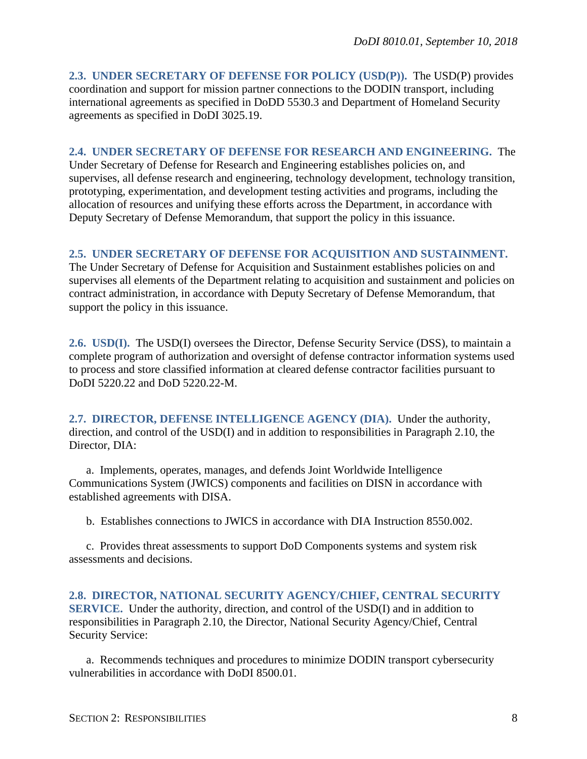**2.3. UNDER SECRETARY OF DEFENSE FOR POLICY (USD(P)).** The USD(P) provides coordination and support for mission partner connections to the DODIN transport, including international agreements as specified in DoDD 5530.3 and Department of Homeland Security agreements as specified in DoDI 3025.19.

**2.4. UNDER SECRETARY OF DEFENSE FOR RESEARCH AND ENGINEERING.** The Under Secretary of Defense for Research and Engineering establishes policies on, and supervises, all defense research and engineering, technology development, technology transition, prototyping, experimentation, and development testing activities and programs, including the allocation of resources and unifying these efforts across the Department, in accordance with Deputy Secretary of Defense Memorandum, that support the policy in this issuance.

**2.5. UNDER SECRETARY OF DEFENSE FOR ACQUISITION AND SUSTAINMENT.** The Under Secretary of Defense for Acquisition and Sustainment establishes policies on and supervises all elements of the Department relating to acquisition and sustainment and policies on contract administration, in accordance with Deputy Secretary of Defense Memorandum, that support the policy in this issuance.

**2.6. USD(I).** The USD(I) oversees the Director, Defense Security Service (DSS), to maintain a complete program of authorization and oversight of defense contractor information systems used to process and store classified information at cleared defense contractor facilities pursuant to DoDI 5220.22 and DoD 5220.22-M.

**2.7. DIRECTOR, DEFENSE INTELLIGENCE AGENCY (DIA).** Under the authority, direction, and control of the USD(I) and in addition to responsibilities in Paragraph 2.10, the Director, DIA:

a. Implements, operates, manages, and defends Joint Worldwide Intelligence Communications System (JWICS) components and facilities on DISN in accordance with established agreements with DISA.

b. Establishes connections to JWICS in accordance with DIA Instruction 8550.002.

c. Provides threat assessments to support DoD Components systems and system risk assessments and decisions.

**2.8. DIRECTOR, NATIONAL SECURITY AGENCY/CHIEF, CENTRAL SECURITY SERVICE.** Under the authority, direction, and control of the USD(I) and in addition to responsibilities in Paragraph 2.10, the Director, National Security Agency/Chief, Central Security Service:

a. Recommends techniques and procedures to minimize DODIN transport cybersecurity vulnerabilities in accordance with DoDI 8500.01.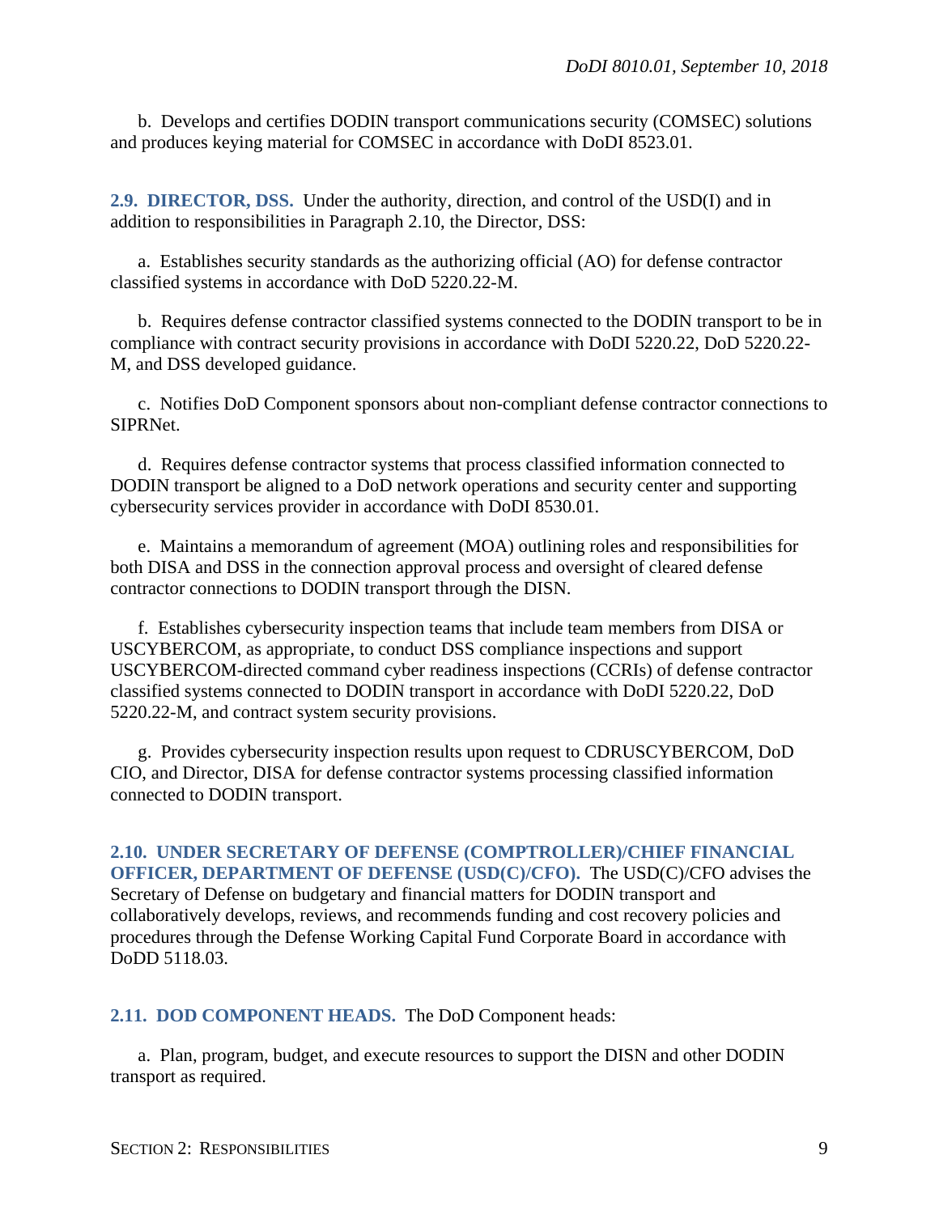b. Develops and certifies DODIN transport communications security (COMSEC) solutions and produces keying material for COMSEC in accordance with DoDI 8523.01.

**2.9. DIRECTOR, DSS.** Under the authority, direction, and control of the USD(I) and in addition to responsibilities in Paragraph 2.10, the Director, DSS:

a. Establishes security standards as the authorizing official (AO) for defense contractor classified systems in accordance with DoD 5220.22-M.

b. Requires defense contractor classified systems connected to the DODIN transport to be in compliance with contract security provisions in accordance with DoDI 5220.22, DoD 5220.22-M, and DSS developed guidance.

c. Notifies DoD Component sponsors about non-compliant defense contractor connections to SIPRNet.

d. Requires defense contractor systems that process classified information connected to DODIN transport be aligned to a DoD network operations and security center and supporting cybersecurity services provider in accordance with DoDI 8530.01.

e. Maintains a memorandum of agreement (MOA) outlining roles and responsibilities for both DISA and DSS in the connection approval process and oversight of cleared defense contractor connections to DODIN transport through the DISN.

f. Establishes cybersecurity inspection teams that include team members from DISA or USCYBERCOM, as appropriate, to conduct DSS compliance inspections and support USCYBERCOM-directed command cyber readiness inspections (CCRIs) of defense contractor classified systems connected to DODIN transport in accordance with DoDI 5220.22, DoD 5220.22-M, and contract system security provisions.

g. Provides cybersecurity inspection results upon request to CDRUSCYBERCOM, DoD CIO, and Director, DISA for defense contractor systems processing classified information connected to DODIN transport.

**2.10. UNDER SECRETARY OF DEFENSE (COMPTROLLER)/CHIEF FINANCIAL OFFICER, DEPARTMENT OF DEFENSE (USD(C)/CFO).** The USD(C)/CFO advises the Secretary of Defense on budgetary and financial matters for DODIN transport and collaboratively develops, reviews, and recommends funding and cost recovery policies and procedures through the Defense Working Capital Fund Corporate Board in accordance with DoDD 5118.03.

**2.11. DOD COMPONENT HEADS.** The DoD Component heads:

a. Plan, program, budget, and execute resources to support the DISN and other DODIN transport as required.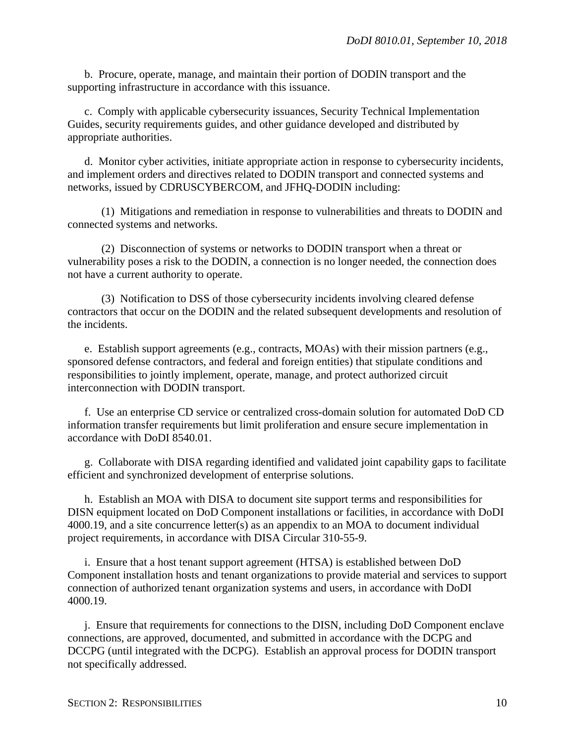b. Procure, operate, manage, and maintain their portion of DODIN transport and the supporting infrastructure in accordance with this issuance.

c. Comply with applicable cybersecurity issuances, Security Technical Implementation Guides, security requirements guides, and other guidance developed and distributed by appropriate authorities.

d. Monitor cyber activities, initiate appropriate action in response to cybersecurity incidents, and implement orders and directives related to DODIN transport and connected systems and networks, issued by CDRUSCYBERCOM, and JFHQ-DODIN including:

(1) Mitigations and remediation in response to vulnerabilities and threats to DODIN and connected systems and networks.

(2) Disconnection of systems or networks to DODIN transport when a threat or vulnerability poses a risk to the DODIN, a connection is no longer needed, the connection does not have a current authority to operate.

(3) Notification to DSS of those cybersecurity incidents involving cleared defense contractors that occur on the DODIN and the related subsequent developments and resolution of the incidents.

e. Establish support agreements (e.g., contracts, MOAs) with their mission partners (e.g., sponsored defense contractors, and federal and foreign entities) that stipulate conditions and responsibilities to jointly implement, operate, manage, and protect authorized circuit interconnection with DODIN transport.

f. Use an enterprise CD service or centralized cross-domain solution for automated DoD CD information transfer requirements but limit proliferation and ensure secure implementation in accordance with DoDI 8540.01.

g. Collaborate with DISA regarding identified and validated joint capability gaps to facilitate efficient and synchronized development of enterprise solutions.

h. Establish an MOA with DISA to document site support terms and responsibilities for DISN equipment located on DoD Component installations or facilities, in accordance with DoDI 4000.19, and a site concurrence letter(s) as an appendix to an MOA to document individual project requirements, in accordance with DISA Circular 310-55-9.

i. Ensure that a host tenant support agreement (HTSA) is established between DoD Component installation hosts and tenant organizations to provide material and services to support connection of authorized tenant organization systems and users, in accordance with DoDI 4000.19.

j. Ensure that requirements for connections to the DISN, including DoD Component enclave connections, are approved, documented, and submitted in accordance with the DCPG and DCCPG (until integrated with the DCPG). Establish an approval process for DODIN transport not specifically addressed.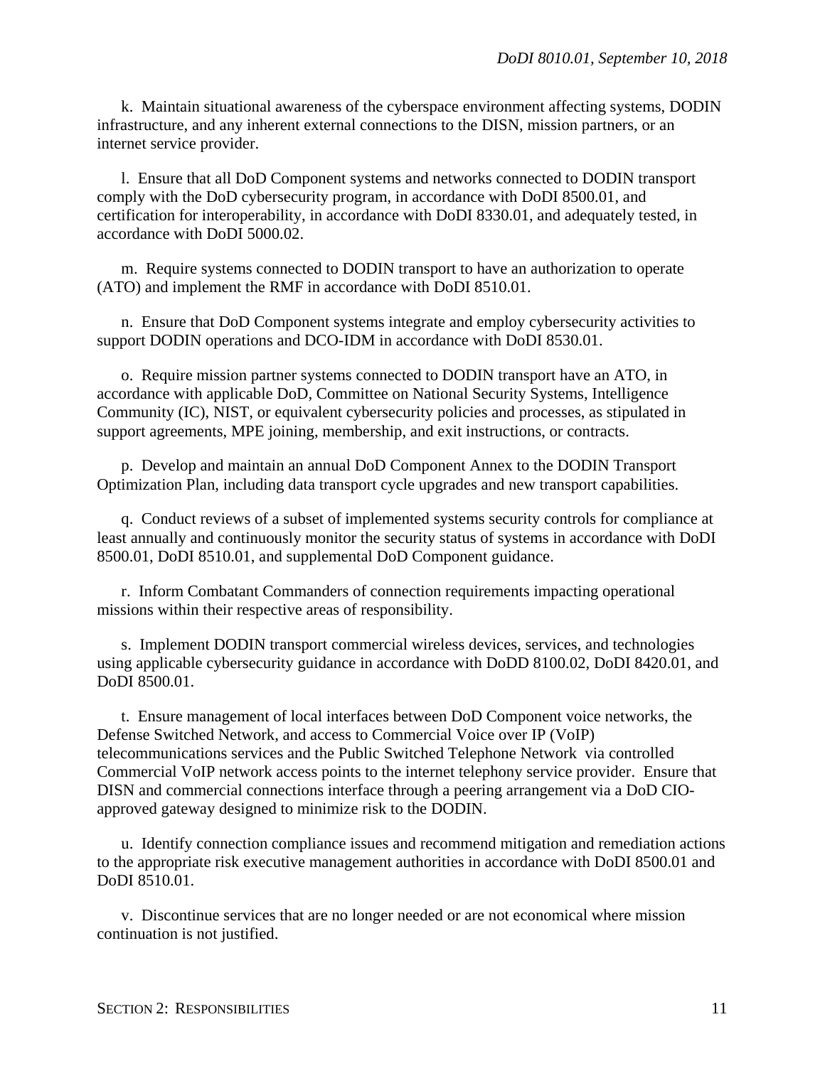k. Maintain situational awareness of the cyberspace environment affecting systems, DODIN infrastructure, and any inherent external connections to the DISN, mission partners, or an internet service provider.

l. Ensure that all DoD Component systems and networks connected to DODIN transport comply with the DoD cybersecurity program, in accordance with DoDI 8500.01, and certification for interoperability, in accordance with DoDI 8330.01, and adequately tested, in accordance with DoDI 5000.02.

m. Require systems connected to DODIN transport to have an authorization to operate (ATO) and implement the RMF in accordance with DoDI 8510.01.

n. Ensure that DoD Component systems integrate and employ cybersecurity activities to support DODIN operations and DCO-IDM in accordance with DoDI 8530.01.

o. Require mission partner systems connected to DODIN transport have an ATO, in accordance with applicable DoD, Committee on National Security Systems, Intelligence Community (IC), NIST, or equivalent cybersecurity policies and processes, as stipulated in support agreements, MPE joining, membership, and exit instructions, or contracts.

p. Develop and maintain an annual DoD Component Annex to the DODIN Transport Optimization Plan, including data transport cycle upgrades and new transport capabilities.

q. Conduct reviews of a subset of implemented systems security controls for compliance at least annually and continuously monitor the security status of systems in accordance with DoDI 8500.01, DoDI 8510.01, and supplemental DoD Component guidance.

r. Inform Combatant Commanders of connection requirements impacting operational missions within their respective areas of responsibility.

s. Implement DODIN transport commercial wireless devices, services, and technologies using applicable cybersecurity guidance in accordance with DoDD 8100.02, DoDI 8420.01, and DoDI 8500.01.

t. Ensure management of local interfaces between DoD Component voice networks, the Defense Switched Network, and access to Commercial Voice over IP (VoIP) telecommunications services and the Public Switched Telephone Network via controlled Commercial VoIP network access points to the internet telephony service provider. Ensure that DISN and commercial connections interface through a peering arrangement via a DoD CIO-approved gateway designed to minimize risk to the DODIN.

u. Identify connection compliance issues and recommend mitigation and remediation actions to the appropriate risk executive management authorities in accordance with DoDI 8500.01 and DoDI 8510.01.

v. Discontinue services that are no longer needed or are not economical where mission continuation is not justified.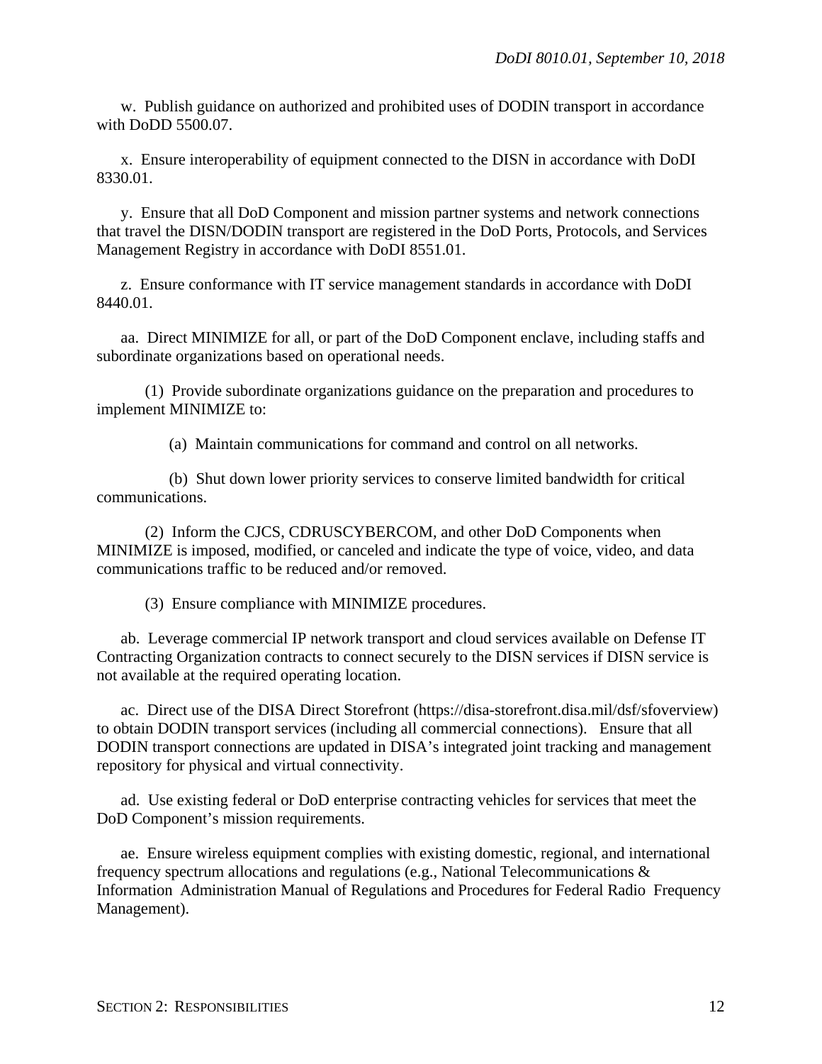w. Publish guidance on authorized and prohibited uses of DODIN transport in accordance with DoDD 5500.07.

x. Ensure interoperability of equipment connected to the DISN in accordance with DoDI 8330.01.

y. Ensure that all DoD Component and mission partner systems and network connections that travel the DISN/DODIN transport are registered in the DoD Ports, Protocols, and Services Management Registry in accordance with DoDI 8551.01.

z. Ensure conformance with IT service management standards in accordance with DoDI 8440.01.

aa. Direct MINIMIZE for all, or part of the DoD Component enclave, including staffs and subordinate organizations based on operational needs.

(1) Provide subordinate organizations guidance on the preparation and procedures to implement MINIMIZE to:

(a) Maintain communications for command and control on all networks.

(b) Shut down lower priority services to conserve limited bandwidth for critical communications.

(2) Inform the CJCS, CDRUSCYBERCOM, and other DoD Components when MINIMIZE is imposed, modified, or canceled and indicate the type of voice, video, and data communications traffic to be reduced and/or removed.

(3) Ensure compliance with MINIMIZE procedures.

ab. Leverage commercial IP network transport and cloud services available on Defense IT Contracting Organization contracts to connect securely to the DISN services if DISN service is not available at the required operating location.

ac. Direct use of the DISA Direct Storefront (https://disa-storefront.disa.mil/dsf/sfoverview) to obtain DODIN transport services (including all commercial connections). Ensure that all DODIN transport connections are updated in DISA's integrated joint tracking and management repository for physical and virtual connectivity.

ad. Use existing federal or DoD enterprise contracting vehicles for services that meet the DoD Component's mission requirements.

ae. Ensure wireless equipment complies with existing domestic, regional, and international frequency spectrum allocations and regulations (e.g., National Telecommunications & Information Administration Manual of Regulations and Procedures for Federal Radio Frequency Management).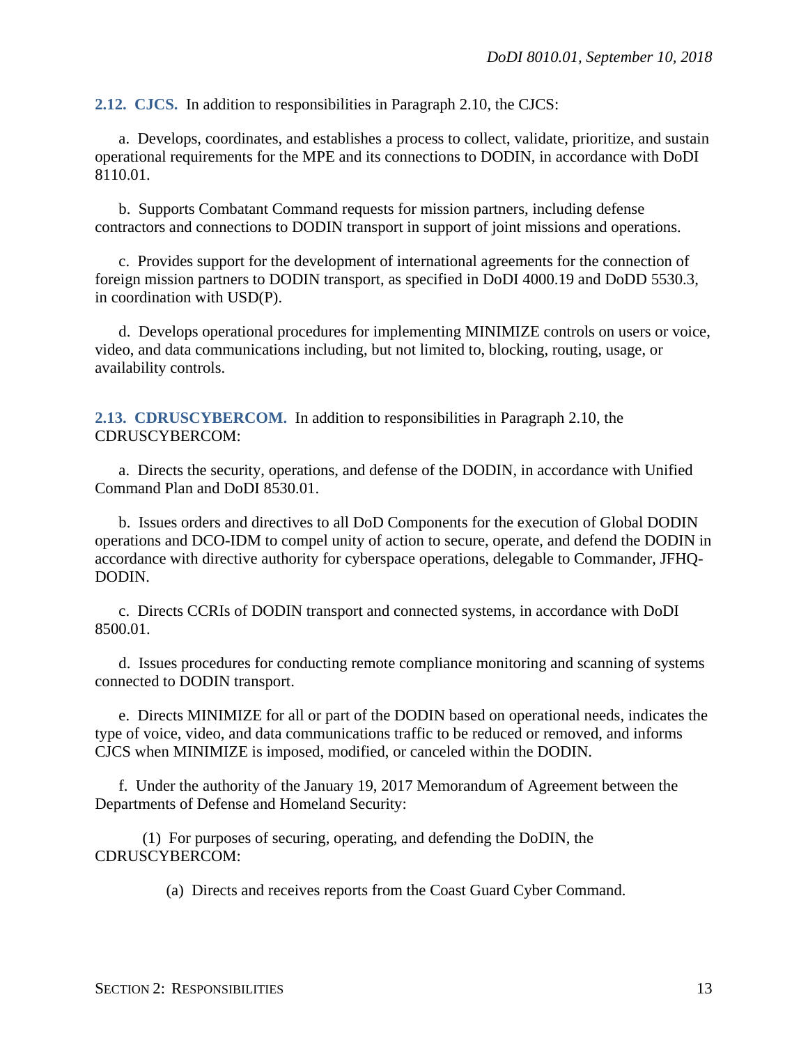**2.12. CJCS.** In addition to responsibilities in Paragraph 2.10, the CJCS:

a. Develops, coordinates, and establishes a process to collect, validate, prioritize, and sustain operational requirements for the MPE and its connections to DODIN, in accordance with DoDI 8110.01.

b. Supports Combatant Command requests for mission partners, including defense contractors and connections to DODIN transport in support of joint missions and operations.

c. Provides support for the development of international agreements for the connection of foreign mission partners to DODIN transport, as specified in DoDI 4000.19 and DoDD 5530.3, in coordination with USD(P).

d. Develops operational procedures for implementing MINIMIZE controls on users or voice, video, and data communications including, but not limited to, blocking, routing, usage, or availability controls.

**2.13. CDRUSCYBERCOM.** In addition to responsibilities in Paragraph 2.10, the CDRUSCYBERCOM:

a. Directs the security, operations, and defense of the DODIN, in accordance with Unified Command Plan and DoDI 8530.01.

b. Issues orders and directives to all DoD Components for the execution of Global DODIN operations and DCO-IDM to compel unity of action to secure, operate, and defend the DODIN in accordance with directive authority for cyberspace operations, delegable to Commander, JFHQ-DODIN.

c. Directs CCRIs of DODIN transport and connected systems, in accordance with DoDI 8500.01.

d. Issues procedures for conducting remote compliance monitoring and scanning of systems connected to DODIN transport.

e. Directs MINIMIZE for all or part of the DODIN based on operational needs, indicates the type of voice, video, and data communications traffic to be reduced or removed, and informs CJCS when MINIMIZE is imposed, modified, or canceled within the DODIN.

f. Under the authority of the January 19, 2017 Memorandum of Agreement between the Departments of Defense and Homeland Security:

(1) For purposes of securing, operating, and defending the DoDIN, the CDRUSCYBERCOM:

(a) Directs and receives reports from the Coast Guard Cyber Command.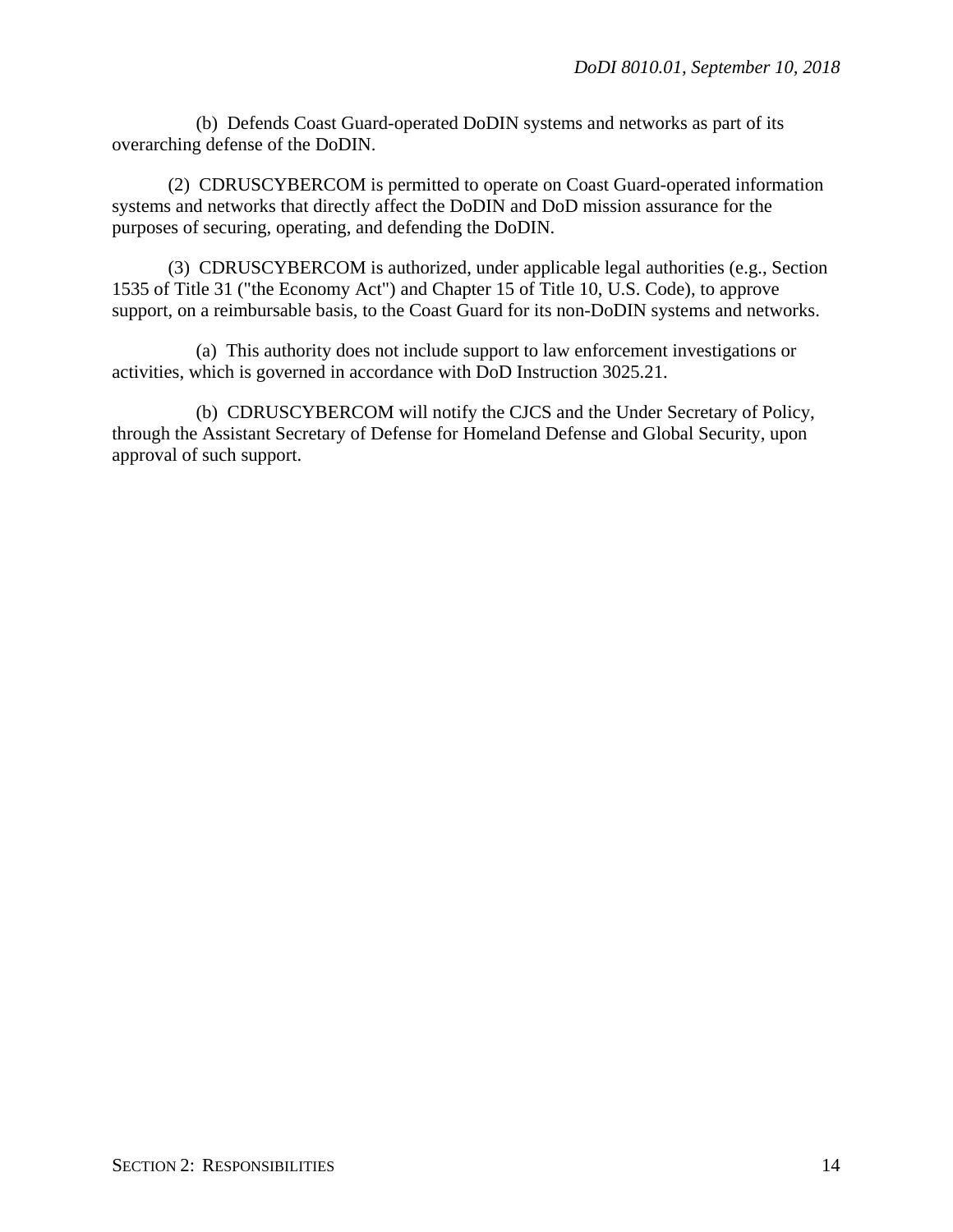(b) Defends Coast Guard-operated DoDIN systems and networks as part of its overarching defense of the DoDIN.

(2) CDRUSCYBERCOM is permitted to operate on Coast Guard-operated information systems and networks that directly affect the DoDIN and DoD mission assurance for the purposes of securing, operating, and defending the DoDIN.

(3) CDRUSCYBERCOM is authorized, under applicable legal authorities (e.g., Section 1535 of Title 31 ("the Economy Act") and Chapter 15 of Title 10, U.S. Code), to approve support, on a reimbursable basis, to the Coast Guard for its non-DoDIN systems and networks.

(a) This authority does not include support to law enforcement investigations or activities, which is governed in accordance with DoD Instruction 3025.21.

(b) CDRUSCYBERCOM will notify the CJCS and the Under Secretary of Policy, through the Assistant Secretary of Defense for Homeland Defense and Global Security, upon approval of such support.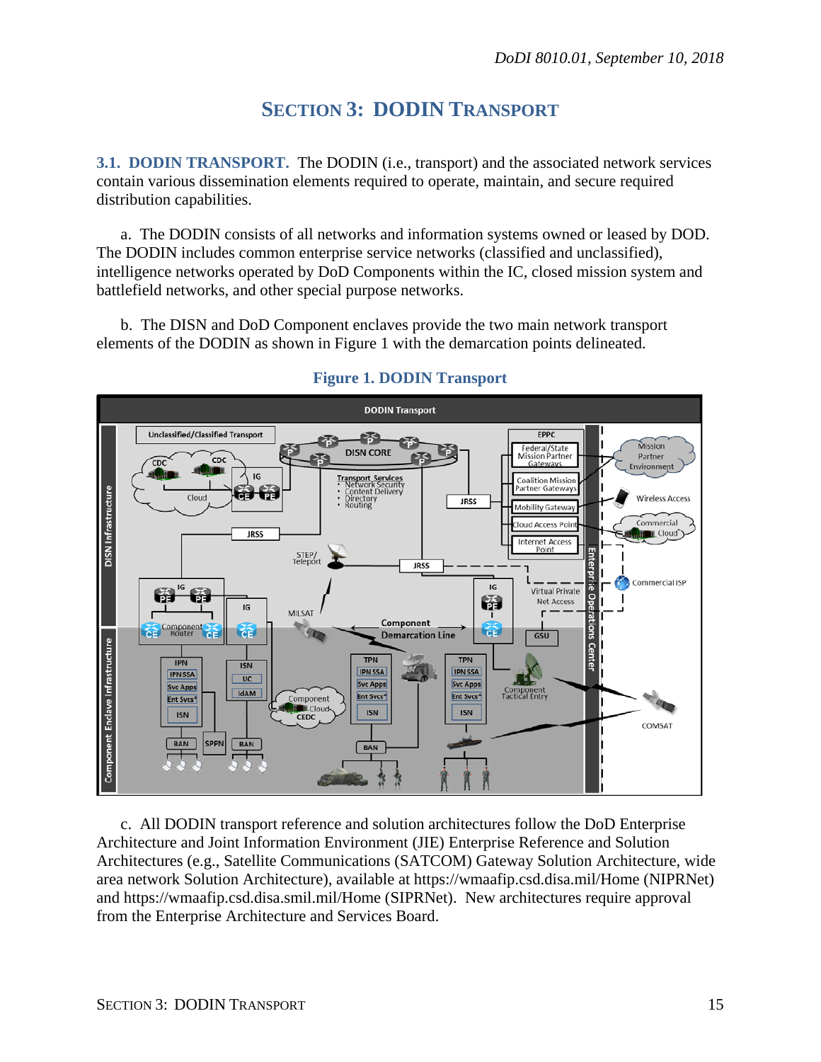# SECTION 3: DODIN TRANSPORT

**3.1. DODIN TRANSPORT.** The DODIN (i.e., transport) and the associated network services contain various dissemination elements required to operate, maintain, and secure required distribution capabilities.

a. The DODIN consists of all networks and information systems owned or leased by DOD. The DODIN includes common enterprise service networks (classified and unclassified), intelligence networks operated by DoD Components within the IC, closed mission system and battlefield networks, and other special purpose networks.

b. The DISN and DoD Component enclaves provide the two main network transport elements of the DODIN as shown in Figure 1 with the demarcation points delineated.

**Figure 1. DODIN Transport**

c. All DODIN transport reference and solution architectures follow the DoD Enterprise Architecture and Joint Information Environment (JIE) Enterprise Reference and Solution Architectures (e.g., Satellite Communications (SATCOM) Gateway Solution Architecture, wide area network Solution Architecture), available at https://wmaafip.csd.disa.mil/Home (NIPRNet) and https://wmaafip.csd.disa.smil.mil/Home (SIPRNet). New architectures require approval from the Enterprise Architecture and Services Board.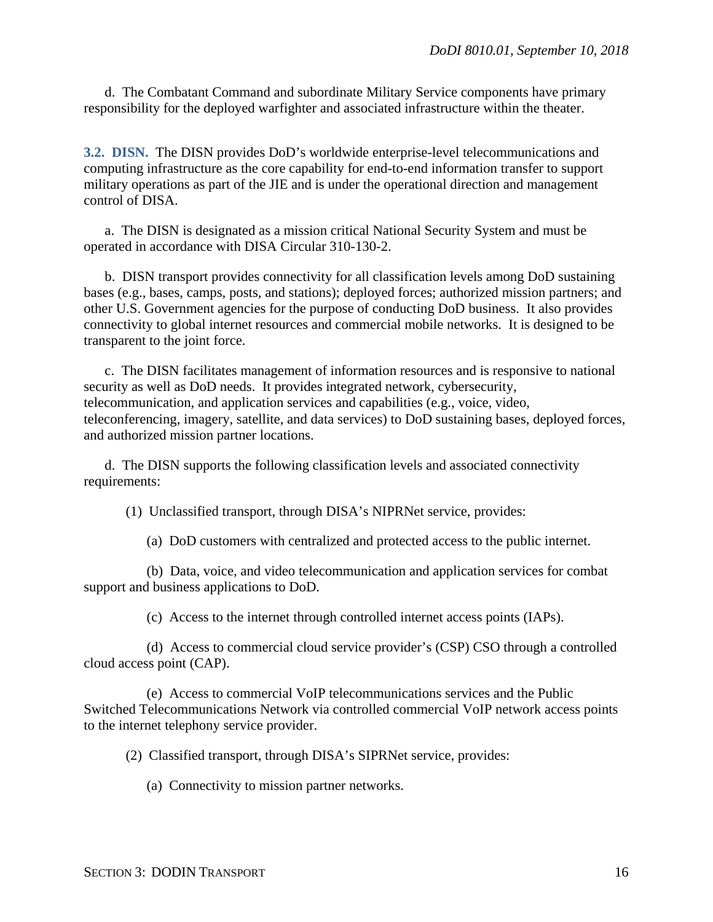d. The Combatant Command and subordinate Military Service components have primary responsibility for the deployed warfighter and associated infrastructure within the theater.

**3.2. DISN.** The DISN provides DoD's worldwide enterprise-level telecommunications and computing infrastructure as the core capability for end-to-end information transfer to support military operations as part of the JIE and is under the operational direction and management control of DISA.

a. The DISN is designated as a mission critical National Security System and must be operated in accordance with DISA Circular 310-130-2.

b. DISN transport provides connectivity for all classification levels among DoD sustaining bases (e.g., bases, camps, posts, and stations); deployed forces; authorized mission partners; and other U.S. Government agencies for the purpose of conducting DoD business. It also provides connectivity to global internet resources and commercial mobile networks. It is designed to be transparent to the joint force.

c. The DISN facilitates management of information resources and is responsive to national security as well as DoD needs. It provides integrated network, cybersecurity, telecommunication, and application services and capabilities (e.g., voice, video, teleconferencing, imagery, satellite, and data services) to DoD sustaining bases, deployed forces, and authorized mission partner locations.

d. The DISN supports the following classification levels and associated connectivity requirements:

(1) Unclassified transport, through DISA's NIPRNet service, provides:

(a) DoD customers with centralized and protected access to the public internet.

(b) Data, voice, and video telecommunication and application services for combat support and business applications to DoD.

(c) Access to the internet through controlled internet access points (IAPs).

(d) Access to commercial cloud service provider's (CSP) CSO through a controlled cloud access point (CAP).

(e) Access to commercial VoIP telecommunications services and the Public Switched Telecommunications Network via controlled commercial VoIP network access points to the internet telephony service provider.

(2) Classified transport, through DISA's SIPRNet service, provides:

(a) Connectivity to mission partner networks.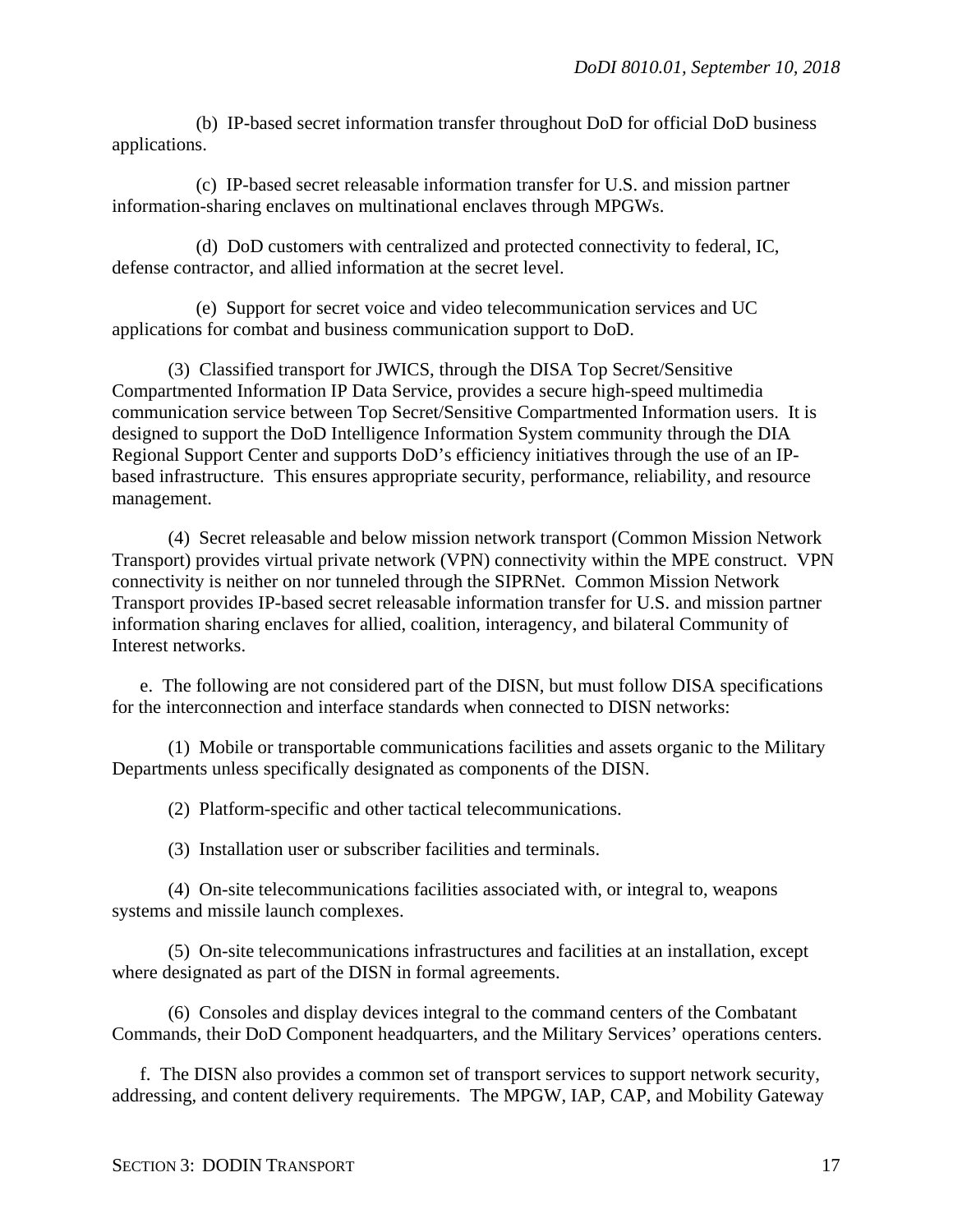(b) IP-based secret information transfer throughout DoD for official DoD business applications.

(c) IP-based secret releasable information transfer for U.S. and mission partner information-sharing enclaves on multinational enclaves through MPGWs.

(d) DoD customers with centralized and protected connectivity to federal, IC, defense contractor, and allied information at the secret level.

(e) Support for secret voice and video telecommunication services and UC applications for combat and business communication support to DoD.

(3) Classified transport for JWICS, through the DISA Top Secret/Sensitive Compartmented Information IP Data Service, provides a secure high-speed multimedia communication service between Top Secret/Sensitive Compartmented Information users. It is designed to support the DoD Intelligence Information System community through the DIA Regional Support Center and supports DoD's efficiency initiatives through the use of an IP-based infrastructure. This ensures appropriate security, performance, reliability, and resource management.

(4) Secret releasable and below mission network transport (Common Mission Network Transport) provides virtual private network (VPN) connectivity within the MPE construct. VPN connectivity is neither on nor tunneled through the SIPRNet. Common Mission Network Transport provides IP-based secret releasable information transfer for U.S. and mission partner information sharing enclaves for allied, coalition, interagency, and bilateral Community of Interest networks.

e. The following are not considered part of the DISN, but must follow DISA specifications for the interconnection and interface standards when connected to DISN networks:

(1) Mobile or transportable communications facilities and assets organic to the Military Departments unless specifically designated as components of the DISN.

(2) Platform-specific and other tactical telecommunications.

(3) Installation user or subscriber facilities and terminals.

(4) On-site telecommunications facilities associated with, or integral to, weapons systems and missile launch complexes.

(5) On-site telecommunications infrastructures and facilities at an installation, except where designated as part of the DISN in formal agreements.

(6) Consoles and display devices integral to the command centers of the Combatant Commands, their DoD Component headquarters, and the Military Services' operations centers.

f. The DISN also provides a common set of transport services to support network security, addressing, and content delivery requirements. The MPGW, IAP, CAP, and Mobility Gateway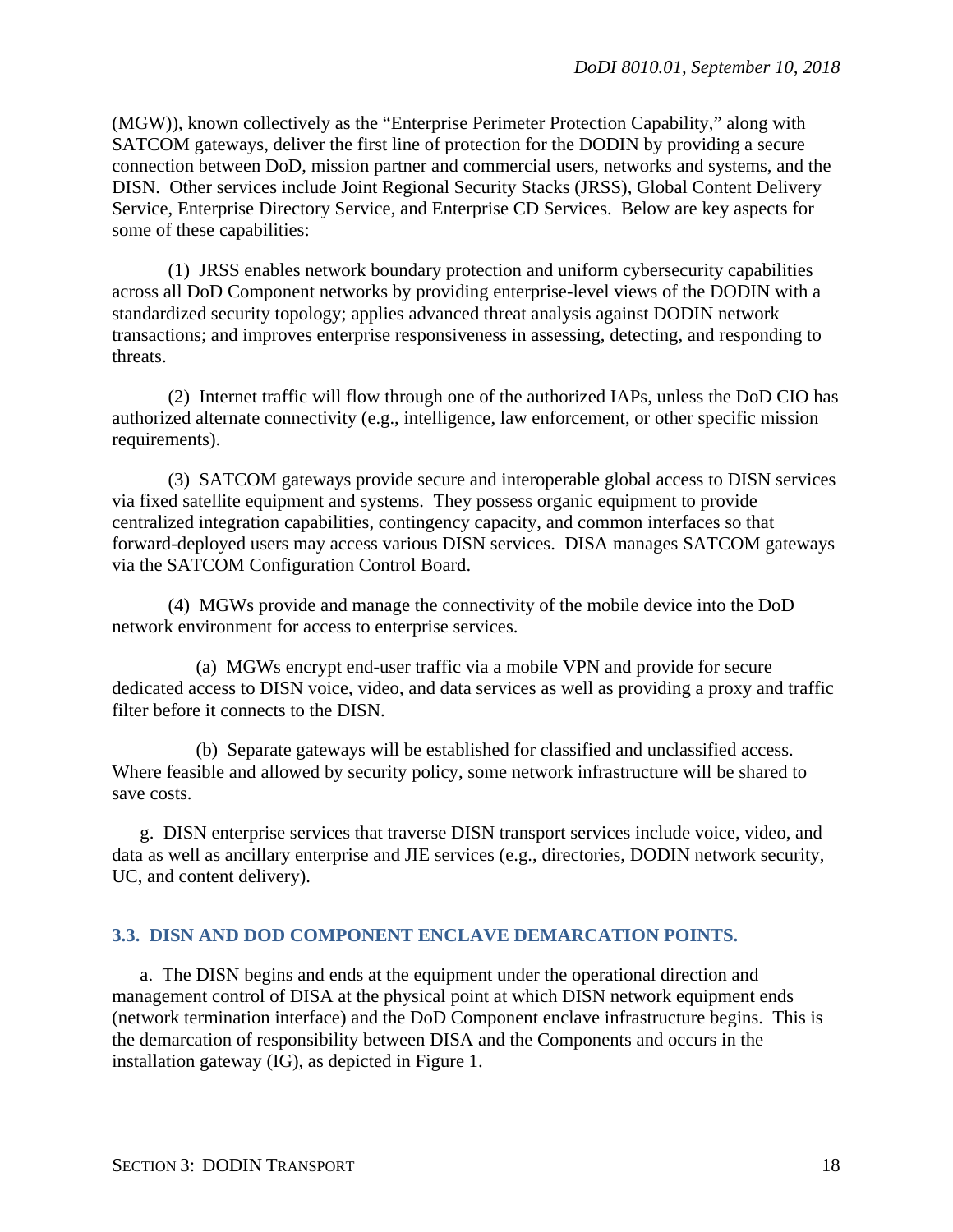(MGW)), known collectively as the "Enterprise Perimeter Protection Capability," along with SATCOM gateways, deliver the first line of protection for the DODIN by providing a secure connection between DoD, mission partner and commercial users, networks and systems, and the DISN. Other services include Joint Regional Security Stacks (JRSS), Global Content Delivery Service, Enterprise Directory Service, and Enterprise CD Services. Below are key aspects for some of these capabilities:

(1) JRSS enables network boundary protection and uniform cybersecurity capabilities across all DoD Component networks by providing enterprise-level views of the DODIN with a standardized security topology; applies advanced threat analysis against DODIN network transactions; and improves enterprise responsiveness in assessing, detecting, and responding to threats.

(2) Internet traffic will flow through one of the authorized IAPs, unless the DoD CIO has authorized alternate connectivity (e.g., intelligence, law enforcement, or other specific mission requirements).

(3) SATCOM gateways provide secure and interoperable global access to DISN services via fixed satellite equipment and systems. They possess organic equipment to provide centralized integration capabilities, contingency capacity, and common interfaces so that forward-deployed users may access various DISN services. DISA manages SATCOM gateways via the SATCOM Configuration Control Board.

(4) MGWs provide and manage the connectivity of the mobile device into the DoD network environment for access to enterprise services.

(a) MGWs encrypt end-user traffic via a mobile VPN and provide for secure dedicated access to DISN voice, video, and data services as well as providing a proxy and traffic filter before it connects to the DISN.

(b) Separate gateways will be established for classified and unclassified access. Where feasible and allowed by security policy, some network infrastructure will be shared to save costs.

g. DISN enterprise services that traverse DISN transport services include voice, video, and data as well as ancillary enterprise and JIE services (e.g., directories, DODIN network security, UC, and content delivery).

## 3.3. DISN AND DOD COMPONENT ENCLAVE DEMARCATION POINTS.

a. The DISN begins and ends at the equipment under the operational direction and management control of DISA at the physical point at which DISN network equipment ends (network termination interface) and the DoD Component enclave infrastructure begins. This is the demarcation of responsibility between DISA and the Components and occurs in the installation gateway (IG), as depicted in Figure 1.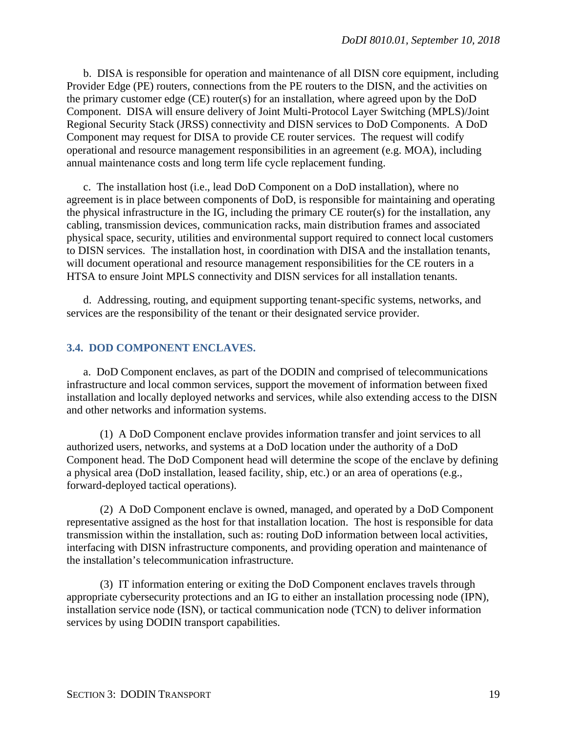b. DISA is responsible for operation and maintenance of all DISN core equipment, including Provider Edge (PE) routers, connections from the PE routers to the DISN, and the activities on the primary customer edge (CE) router(s) for an installation, where agreed upon by the DoD Component. DISA will ensure delivery of Joint Multi-Protocol Layer Switching (MPLS)/Joint Regional Security Stack (JRSS) connectivity and DISN services to DoD Components. A DoD Component may request for DISA to provide CE router services. The request will codify operational and resource management responsibilities in an agreement (e.g. MOA), including annual maintenance costs and long term life cycle replacement funding.

c. The installation host (i.e., lead DoD Component on a DoD installation), where no agreement is in place between components of DoD, is responsible for maintaining and operating the physical infrastructure in the IG, including the primary CE router(s) for the installation, any cabling, transmission devices, communication racks, main distribution frames and associated physical space, security, utilities and environmental support required to connect local customers to DISN services. The installation host, in coordination with DISA and the installation tenants, will document operational and resource management responsibilities for the CE routers in a HTSA to ensure Joint MPLS connectivity and DISN services for all installation tenants.

d. Addressing, routing, and equipment supporting tenant-specific systems, networks, and services are the responsibility of the tenant or their designated service provider.

### 3.4. DOD COMPONENT ENCLAVES.

a. DoD Component enclaves, as part of the DODIN and comprised of telecommunications infrastructure and local common services, support the movement of information between fixed installation and locally deployed networks and services, while also extending access to the DISN and other networks and information systems.

(1) A DoD Component enclave provides information transfer and joint services to all authorized users, networks, and systems at a DoD location under the authority of a DoD Component head. The DoD Component head will determine the scope of the enclave by defining a physical area (DoD installation, leased facility, ship, etc.) or an area of operations (e.g., forward-deployed tactical operations).

(2) A DoD Component enclave is owned, managed, and operated by a DoD Component representative assigned as the host for that installation location. The host is responsible for data transmission within the installation, such as: routing DoD information between local activities, interfacing with DISN infrastructure components, and providing operation and maintenance of the installation's telecommunication infrastructure.

(3) IT information entering or exiting the DoD Component enclaves travels through appropriate cybersecurity protections and an IG to either an installation processing node (IPN), installation service node (ISN), or tactical communication node (TCN) to deliver information services by using DODIN transport capabilities.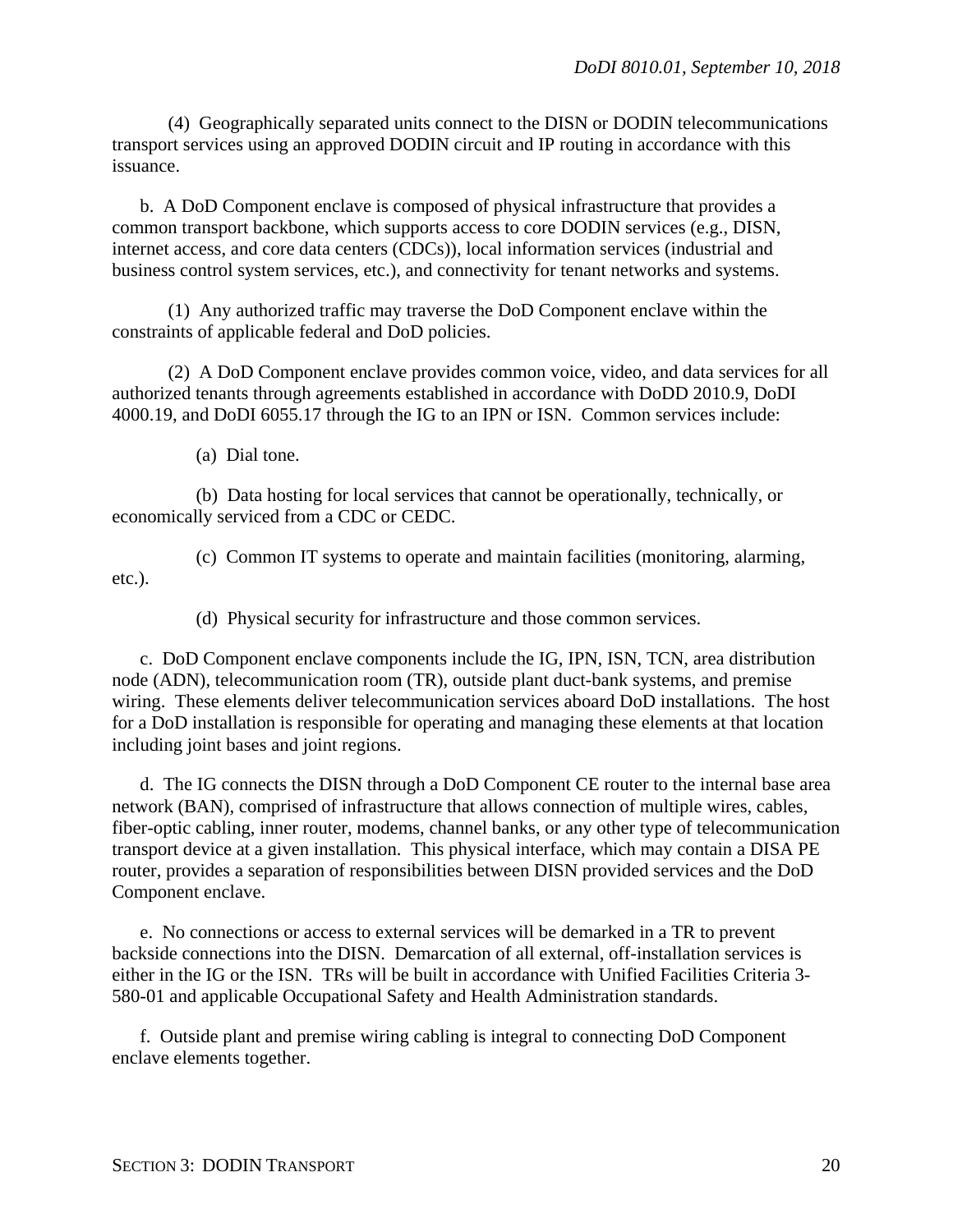(4) Geographically separated units connect to the DISN or DODIN telecommunications transport services using an approved DODIN circuit and IP routing in accordance with this issuance.

b. A DoD Component enclave is composed of physical infrastructure that provides a common transport backbone, which supports access to core DODIN services (e.g., DISN, internet access, and core data centers (CDCs)), local information services (industrial and business control system services, etc.), and connectivity for tenant networks and systems.

(1) Any authorized traffic may traverse the DoD Component enclave within the constraints of applicable federal and DoD policies.

(2) A DoD Component enclave provides common voice, video, and data services for all authorized tenants through agreements established in accordance with DoDD 2010.9, DoDI 4000.19, and DoDI 6055.17 through the IG to an IPN or ISN. Common services include:

(a) Dial tone.

(b) Data hosting for local services that cannot be operationally, technically, or economically serviced from a CDC or CEDC.

(c) Common IT systems to operate and maintain facilities (monitoring, alarming, etc.).

(d) Physical security for infrastructure and those common services.

c. DoD Component enclave components include the IG, IPN, ISN, TCN, area distribution node (ADN), telecommunication room (TR), outside plant duct-bank systems, and premise wiring. These elements deliver telecommunication services aboard DoD installations. The host for a DoD installation is responsible for operating and managing these elements at that location including joint bases and joint regions.

d. The IG connects the DISN through a DoD Component CE router to the internal base area network (BAN), comprised of infrastructure that allows connection of multiple wires, cables, fiber-optic cabling, inner router, modems, channel banks, or any other type of telecommunication transport device at a given installation. This physical interface, which may contain a DISA PE router, provides a separation of responsibilities between DISN provided services and the DoD Component enclave.

e. No connections or access to external services will be demarked in a TR to prevent backside connections into the DISN. Demarcation of all external, off-installation services is either in the IG or the ISN. TRs will be built in accordance with Unified Facilities Criteria 3-580-01 and applicable Occupational Safety and Health Administration standards.

f. Outside plant and premise wiring cabling is integral to connecting DoD Component enclave elements together.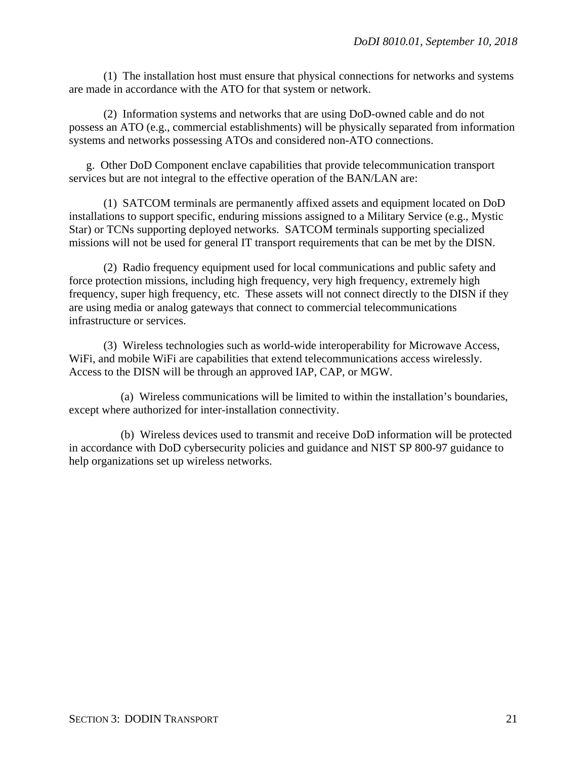(1) The installation host must ensure that physical connections for networks and systems are made in accordance with the ATO for that system or network.

(2) Information systems and networks that are using DoD-owned cable and do not possess an ATO (e.g., commercial establishments) will be physically separated from information systems and networks possessing ATOs and considered non-ATO connections.

g. Other DoD Component enclave capabilities that provide telecommunication transport services but are not integral to the effective operation of the BAN/LAN are:

(1) SATCOM terminals are permanently affixed assets and equipment located on DoD installations to support specific, enduring missions assigned to a Military Service (e.g., Mystic Star) or TCNs supporting deployed networks. SATCOM terminals supporting specialized missions will not be used for general IT transport requirements that can be met by the DISN.

(2) Radio frequency equipment used for local communications and public safety and force protection missions, including high frequency, very high frequency, extremely high frequency, super high frequency, etc. These assets will not connect directly to the DISN if they are using media or analog gateways that connect to commercial telecommunications infrastructure or services.

(3) Wireless technologies such as world-wide interoperability for Microwave Access, WiFi, and mobile WiFi are capabilities that extend telecommunications access wirelessly. Access to the DISN will be through an approved IAP, CAP, or MGW.

(a) Wireless communications will be limited to within the installation's boundaries, except where authorized for inter-installation connectivity.

(b) Wireless devices used to transmit and receive DoD information will be protected in accordance with DoD cybersecurity policies and guidance and NIST SP 800-97 guidance to help organizations set up wireless networks.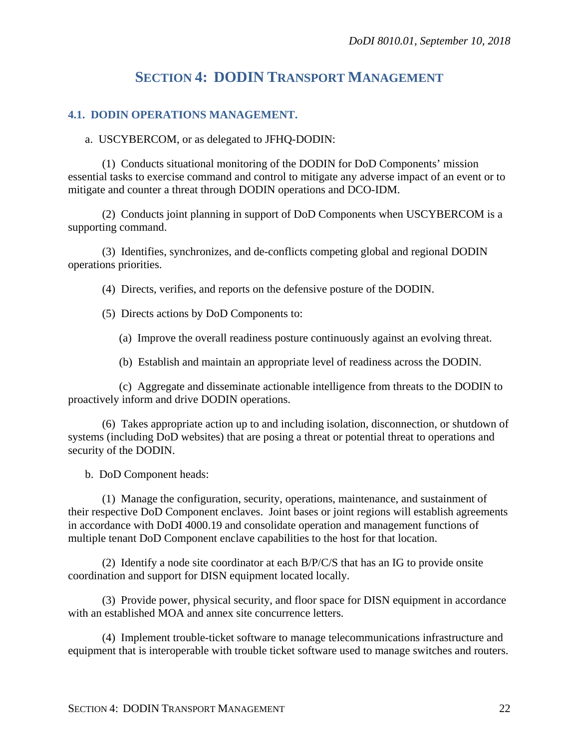# SECTION 4: DODIN TRANSPORT MANAGEMENT

## 4.1. DODIN OPERATIONS MANAGEMENT.

a. USCYBERCOM, or as delegated to JFHQ-DODIN:

(1) Conducts situational monitoring of the DODIN for DoD Components' mission essential tasks to exercise command and control to mitigate any adverse impact of an event or to mitigate and counter a threat through DODIN operations and DCO-IDM.

(2) Conducts joint planning in support of DoD Components when USCYBERCOM is a supporting command.

(3) Identifies, synchronizes, and de-conflicts competing global and regional DODIN operations priorities.

(4) Directs, verifies, and reports on the defensive posture of the DODIN.

(5) Directs actions by DoD Components to:

(a) Improve the overall readiness posture continuously against an evolving threat.

(b) Establish and maintain an appropriate level of readiness across the DODIN.

(c) Aggregate and disseminate actionable intelligence from threats to the DODIN to proactively inform and drive DODIN operations.

(6) Takes appropriate action up to and including isolation, disconnection, or shutdown of systems (including DoD websites) that are posing a threat or potential threat to operations and security of the DODIN.

b. DoD Component heads:

(1) Manage the configuration, security, operations, maintenance, and sustainment of their respective DoD Component enclaves. Joint bases or joint regions will establish agreements in accordance with DoDI 4000.19 and consolidate operation and management functions of multiple tenant DoD Component enclave capabilities to the host for that location.

(2) Identify a node site coordinator at each B/P/C/S that has an IG to provide onsite coordination and support for DISN equipment located locally.

(3) Provide power, physical security, and floor space for DISN equipment in accordance with an established MOA and annex site concurrence letters.

(4) Implement trouble-ticket software to manage telecommunications infrastructure and equipment that is interoperable with trouble ticket software used to manage switches and routers.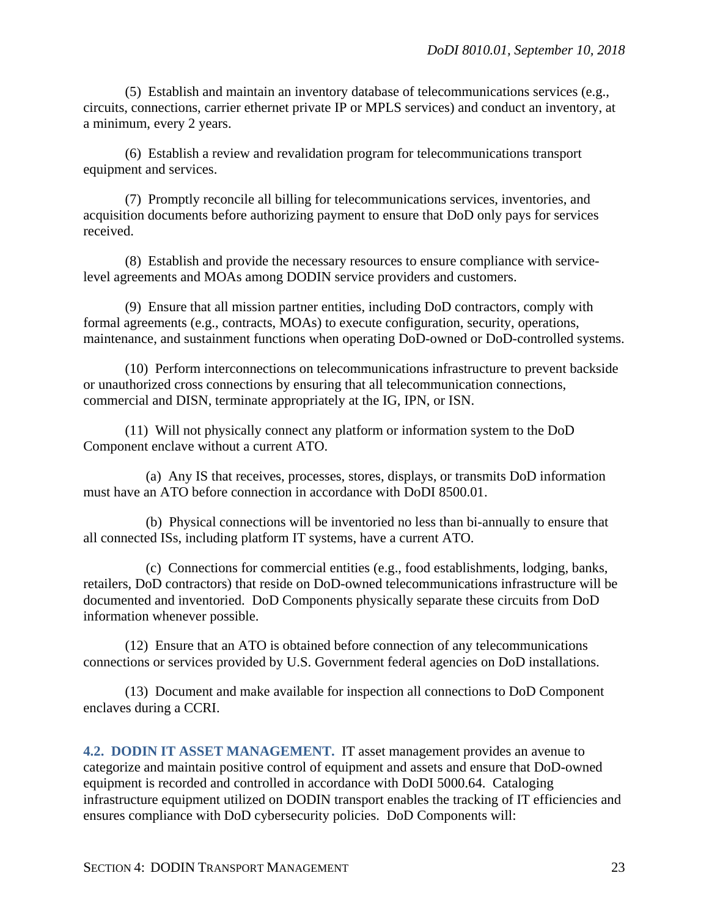(5) Establish and maintain an inventory database of telecommunications services (e.g., circuits, connections, carrier ethernet private IP or MPLS services) and conduct an inventory, at a minimum, every 2 years.

(6) Establish a review and revalidation program for telecommunications transport equipment and services.

(7) Promptly reconcile all billing for telecommunications services, inventories, and acquisition documents before authorizing payment to ensure that DoD only pays for services received.

(8) Establish and provide the necessary resources to ensure compliance with service-level agreements and MOAs among DODIN service providers and customers.

(9) Ensure that all mission partner entities, including DoD contractors, comply with formal agreements (e.g., contracts, MOAs) to execute configuration, security, operations, maintenance, and sustainment functions when operating DoD-owned or DoD-controlled systems.

(10) Perform interconnections on telecommunications infrastructure to prevent backside or unauthorized cross connections by ensuring that all telecommunication connections, commercial and DISN, terminate appropriately at the IG, IPN, or ISN.

(11) Will not physically connect any platform or information system to the DoD Component enclave without a current ATO.

(a) Any IS that receives, processes, stores, displays, or transmits DoD information must have an ATO before connection in accordance with DoDI 8500.01.

(b) Physical connections will be inventoried no less than bi-annually to ensure that all connected ISs, including platform IT systems, have a current ATO.

(c) Connections for commercial entities (e.g., food establishments, lodging, banks, retailers, DoD contractors) that reside on DoD-owned telecommunications infrastructure will be documented and inventoried. DoD Components physically separate these circuits from DoD information whenever possible.

(12) Ensure that an ATO is obtained before connection of any telecommunications connections or services provided by U.S. Government federal agencies on DoD installations.

(13) Document and make available for inspection all connections to DoD Component enclaves during a CCRI.

**4.2. DODIN IT ASSET MANAGEMENT.** IT asset management provides an avenue to categorize and maintain positive control of equipment and assets and ensure that DoD-owned equipment is recorded and controlled in accordance with DoDI 5000.64. Cataloging infrastructure equipment utilized on DODIN transport enables the tracking of IT efficiencies and ensures compliance with DoD cybersecurity policies. DoD Components will: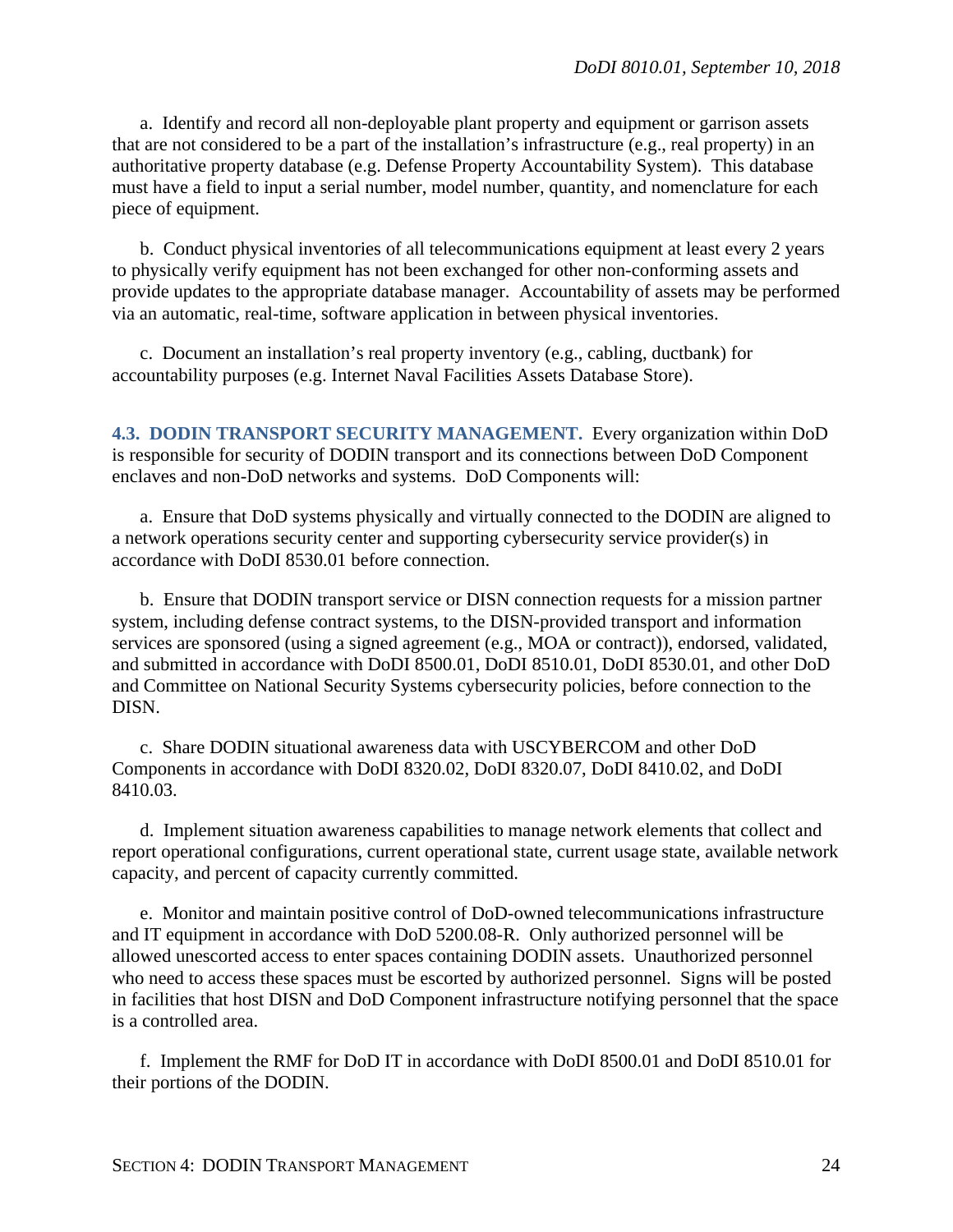a. Identify and record all non-deployable plant property and equipment or garrison assets that are not considered to be a part of the installation's infrastructure (e.g., real property) in an authoritative property database (e.g. Defense Property Accountability System). This database must have a field to input a serial number, model number, quantity, and nomenclature for each piece of equipment.

b. Conduct physical inventories of all telecommunications equipment at least every 2 years to physically verify equipment has not been exchanged for other non-conforming assets and provide updates to the appropriate database manager. Accountability of assets may be performed via an automatic, real-time, software application in between physical inventories.

c. Document an installation's real property inventory (e.g., cabling, ductbank) for accountability purposes (e.g. Internet Naval Facilities Assets Database Store).

**4.3. DODIN TRANSPORT SECURITY MANAGEMENT.** Every organization within DoD is responsible for security of DODIN transport and its connections between DoD Component enclaves and non-DoD networks and systems. DoD Components will:

a. Ensure that DoD systems physically and virtually connected to the DODIN are aligned to a network operations security center and supporting cybersecurity service provider(s) in accordance with DoDI 8530.01 before connection.

b. Ensure that DODIN transport service or DISN connection requests for a mission partner system, including defense contract systems, to the DISN-provided transport and information services are sponsored (using a signed agreement (e.g., MOA or contract)), endorsed, validated, and submitted in accordance with DoDI 8500.01, DoDI 8510.01, DoDI 8530.01, and other DoD and Committee on National Security Systems cybersecurity policies, before connection to the DISN.

c. Share DODIN situational awareness data with USCYBERCOM and other DoD Components in accordance with DoDI 8320.02, DoDI 8320.07, DoDI 8410.02, and DoDI 8410.03.

d. Implement situation awareness capabilities to manage network elements that collect and report operational configurations, current operational state, current usage state, available network capacity, and percent of capacity currently committed.

e. Monitor and maintain positive control of DoD-owned telecommunications infrastructure and IT equipment in accordance with DoD 5200.08-R. Only authorized personnel will be allowed unescorted access to enter spaces containing DODIN assets. Unauthorized personnel who need to access these spaces must be escorted by authorized personnel. Signs will be posted in facilities that host DISN and DoD Component infrastructure notifying personnel that the space is a controlled area.

f. Implement the RMF for DoD IT in accordance with DoDI 8500.01 and DoDI 8510.01 for their portions of the DODIN.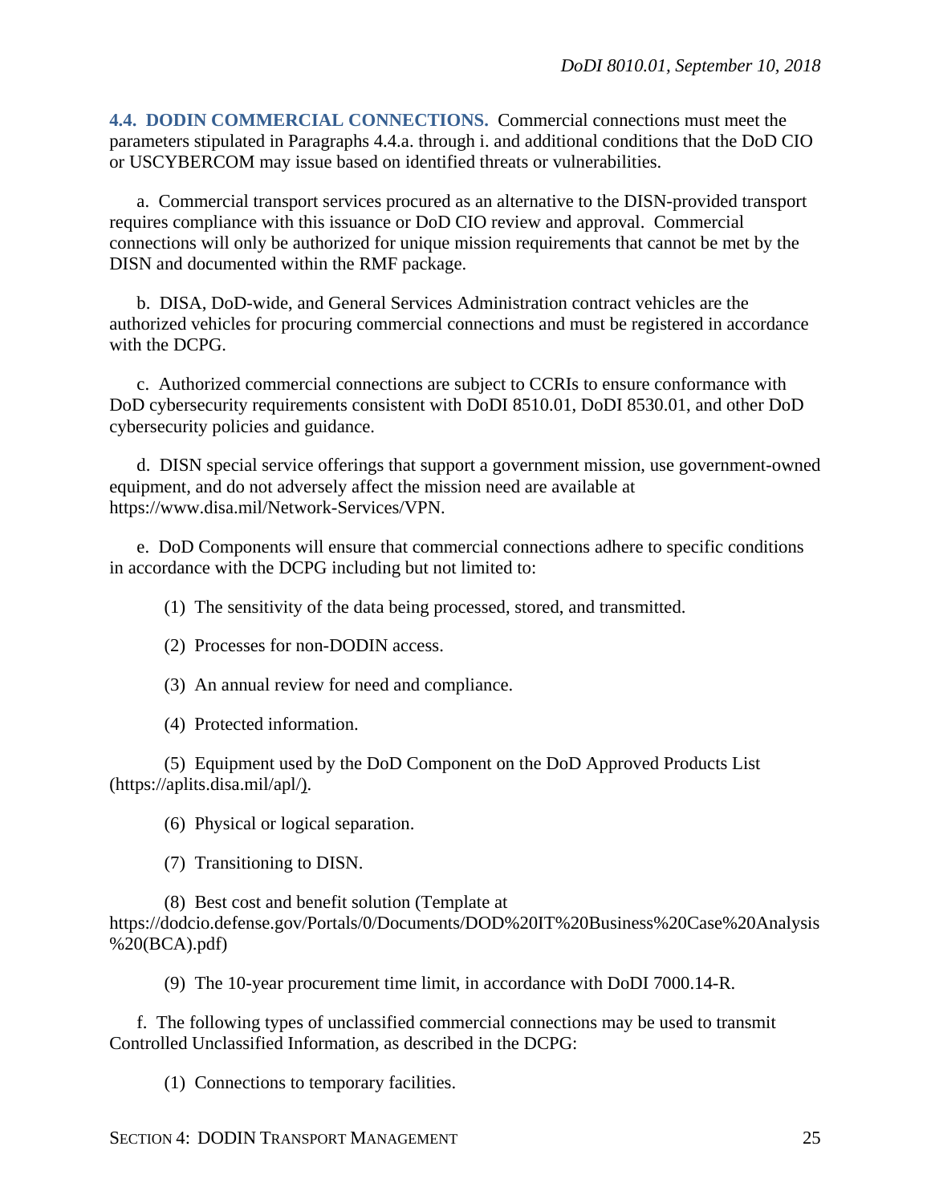**4.4. DODIN COMMERCIAL CONNECTIONS.** Commercial connections must meet the parameters stipulated in Paragraphs 4.4.a. through i. and additional conditions that the DoD CIO or USCYBERCOM may issue based on identified threats or vulnerabilities.

a. Commercial transport services procured as an alternative to the DISN-provided transport requires compliance with this issuance or DoD CIO review and approval. Commercial connections will only be authorized for unique mission requirements that cannot be met by the DISN and documented within the RMF package.

b. DISA, DoD-wide, and General Services Administration contract vehicles are the authorized vehicles for procuring commercial connections and must be registered in accordance with the DCPG.

c. Authorized commercial connections are subject to CCRIs to ensure conformance with DoD cybersecurity requirements consistent with DoDI 8510.01, DoDI 8530.01, and other DoD cybersecurity policies and guidance.

d. DISN special service offerings that support a government mission, use government-owned equipment, and do not adversely affect the mission need are available at https://www.disa.mil/Network-Services/VPN.

e. DoD Components will ensure that commercial connections adhere to specific conditions in accordance with the DCPG including but not limited to:

(1) The sensitivity of the data being processed, stored, and transmitted.

(2) Processes for non-DODIN access.

(3) An annual review for need and compliance.

(4) Protected information.

(5) Equipment used by the DoD Component on the DoD Approved Products List (https://aplits.disa.mil/apl/).

(6) Physical or logical separation.

(7) Transitioning to DISN.

(8) Best cost and benefit solution (Template at https://dodcio.defense.gov/Portals/0/Documents/DOD%20IT%20Business%20Case%20Analysis%20(BCA).pdf)

(9) The 10-year procurement time limit, in accordance with DoDI 7000.14-R.

f. The following types of unclassified commercial connections may be used to transmit Controlled Unclassified Information, as described in the DCPG:

(1) Connections to temporary facilities.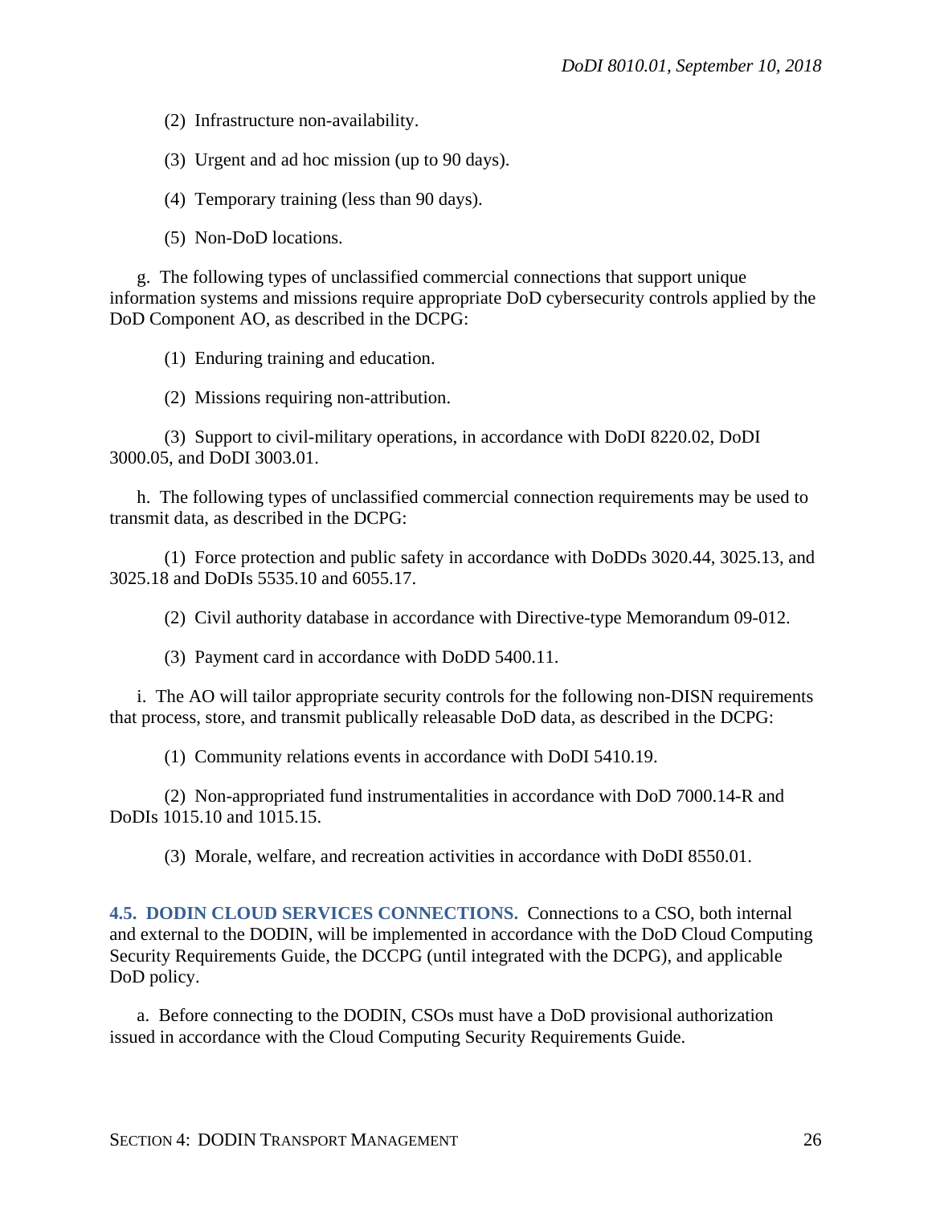(2) Infrastructure non-availability.

(3) Urgent and ad hoc mission (up to 90 days).

(4) Temporary training (less than 90 days).

(5) Non-DoD locations.

g. The following types of unclassified commercial connections that support unique information systems and missions require appropriate DoD cybersecurity controls applied by the DoD Component AO, as described in the DCPG:

(1) Enduring training and education.

(2) Missions requiring non-attribution.

(3) Support to civil-military operations, in accordance with DoDI 8220.02, DoDI 3000.05, and DoDI 3003.01.

h. The following types of unclassified commercial connection requirements may be used to transmit data, as described in the DCPG:

(1) Force protection and public safety in accordance with DoDDs 3020.44, 3025.13, and 3025.18 and DoDIs 5535.10 and 6055.17.

(2) Civil authority database in accordance with Directive-type Memorandum 09-012.

(3) Payment card in accordance with DoDD 5400.11.

i. The AO will tailor appropriate security controls for the following non-DISN requirements that process, store, and transmit publically releasable DoD data, as described in the DCPG:

(1) Community relations events in accordance with DoDI 5410.19.

(2) Non-appropriated fund instrumentalities in accordance with DoD 7000.14-R and DoDIs 1015.10 and 1015.15.

(3) Morale, welfare, and recreation activities in accordance with DoDI 8550.01.

**4.5. DODIN CLOUD SERVICES CONNECTIONS.** Connections to a CSO, both internal and external to the DODIN, will be implemented in accordance with the DoD Cloud Computing Security Requirements Guide, the DCCPG (until integrated with the DCPG), and applicable DoD policy.

a. Before connecting to the DODIN, CSOs must have a DoD provisional authorization issued in accordance with the Cloud Computing Security Requirements Guide.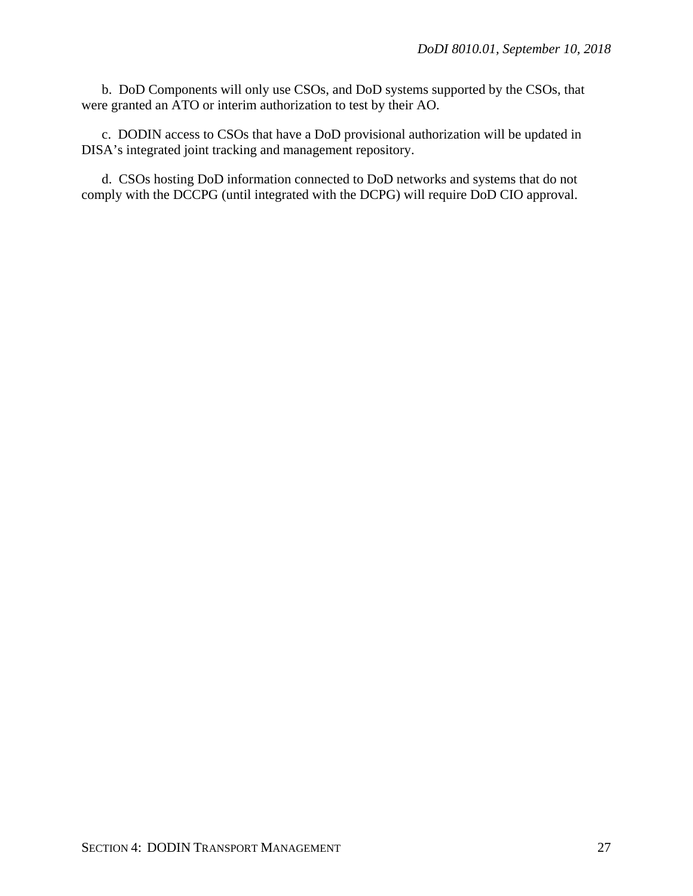b. DoD Components will only use CSOs, and DoD systems supported by the CSOs, that were granted an ATO or interim authorization to test by their AO.

c. DODIN access to CSOs that have a DoD provisional authorization will be updated in DISA's integrated joint tracking and management repository.

d. CSOs hosting DoD information connected to DoD networks and systems that do not comply with the DCCPG (until integrated with the DCPG) will require DoD CIO approval.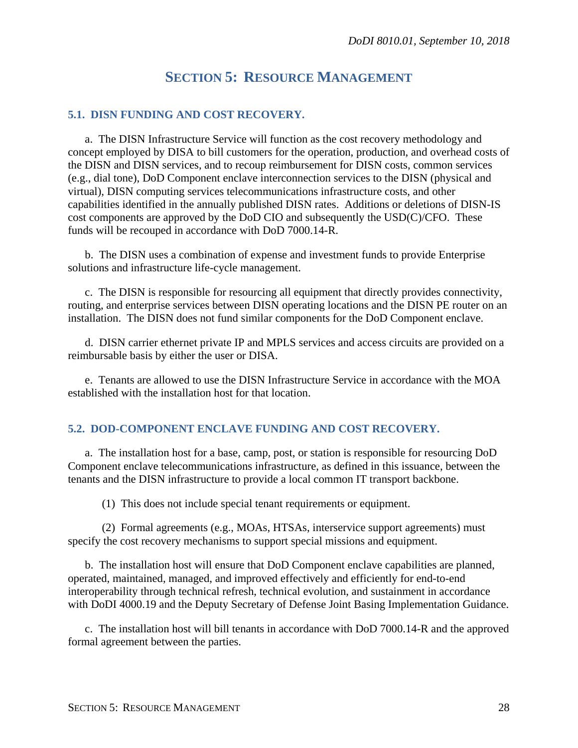# SECTION 5: RESOURCE MANAGEMENT

## 5.1. DISN FUNDING AND COST RECOVERY.

a. The DISN Infrastructure Service will function as the cost recovery methodology and concept employed by DISA to bill customers for the operation, production, and overhead costs of the DISN and DISN services, and to recoup reimbursement for DISN costs, common services (e.g., dial tone), DoD Component enclave interconnection services to the DISN (physical and virtual), DISN computing services telecommunications infrastructure costs, and other capabilities identified in the annually published DISN rates. Additions or deletions of DISN-IS cost components are approved by the DoD CIO and subsequently the USD(C)/CFO. These funds will be recouped in accordance with DoD 7000.14-R.

b. The DISN uses a combination of expense and investment funds to provide Enterprise solutions and infrastructure life-cycle management.

c. The DISN is responsible for resourcing all equipment that directly provides connectivity, routing, and enterprise services between DISN operating locations and the DISN PE router on an installation. The DISN does not fund similar components for the DoD Component enclave.

d. DISN carrier ethernet private IP and MPLS services and access circuits are provided on a reimbursable basis by either the user or DISA.

e. Tenants are allowed to use the DISN Infrastructure Service in accordance with the MOA established with the installation host for that location.

## 5.2. DOD-COMPONENT ENCLAVE FUNDING AND COST RECOVERY.

a. The installation host for a base, camp, post, or station is responsible for resourcing DoD Component enclave telecommunications infrastructure, as defined in this issuance, between the tenants and the DISN infrastructure to provide a local common IT transport backbone.

(1) This does not include special tenant requirements or equipment.

(2) Formal agreements (e.g., MOAs, HTSAs, interservice support agreements) must specify the cost recovery mechanisms to support special missions and equipment.

b. The installation host will ensure that DoD Component enclave capabilities are planned, operated, maintained, managed, and improved effectively and efficiently for end-to-end interoperability through technical refresh, technical evolution, and sustainment in accordance with DoDI 4000.19 and the Deputy Secretary of Defense Joint Basing Implementation Guidance.

c. The installation host will bill tenants in accordance with DoD 7000.14-R and the approved formal agreement between the parties.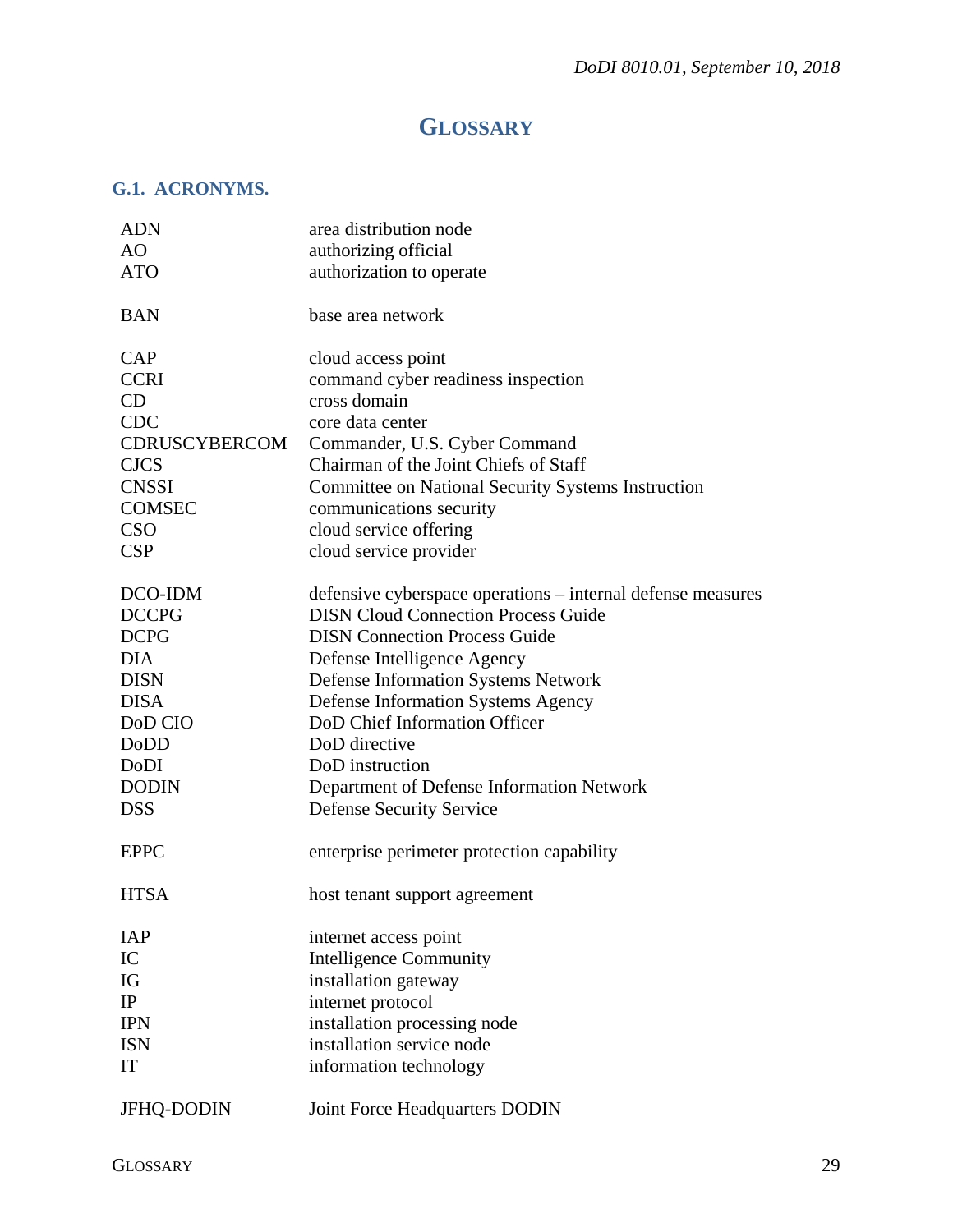# GLOSSARY

## G.1. ACRONYMS.

| | |
|---|---|
| ADN | area distribution node |
| AO | authorizing official |
| ATO | authorization to operate |
| | |
| BAN | base area network |
| | |
| CAP | cloud access point |
| CCRI | command cyber readiness inspection |
| CD | cross domain |
| CDC | core data center |
| CDRUSCYBERCOM | Commander, U.S. Cyber Command |
| CJCS | Chairman of the Joint Chiefs of Staff |
| CNSSI | Committee on National Security Systems Instruction |
| COMSEC | communications security |
| CSO | cloud service offering |
| CSP | cloud service provider |
| | |
| DCO-IDM | defensive cyberspace operations – internal defense measures |
| DCCPG | DISN Cloud Connection Process Guide |
| DCPG | DISN Connection Process Guide |
| DIA | Defense Intelligence Agency |
| DISN | Defense Information Systems Network |
| DISA | Defense Information Systems Agency |
| DoD CIO | DoD Chief Information Officer |
| DoDD | DoD directive |
| DoDI | DoD instruction |
| DODIN | Department of Defense Information Network |
| DSS | Defense Security Service |
| | |
| EPPC | enterprise perimeter protection capability |
| | |
| HTSA | host tenant support agreement |
| | |
| IAP | internet access point |
| IC | Intelligence Community |
| IG | installation gateway |
| IP | internet protocol |
| IPN | installation processing node |
| ISN | installation service node |
| IT | information technology |
| | |
| JFHQ-DODIN | Joint Force Headquarters DODIN |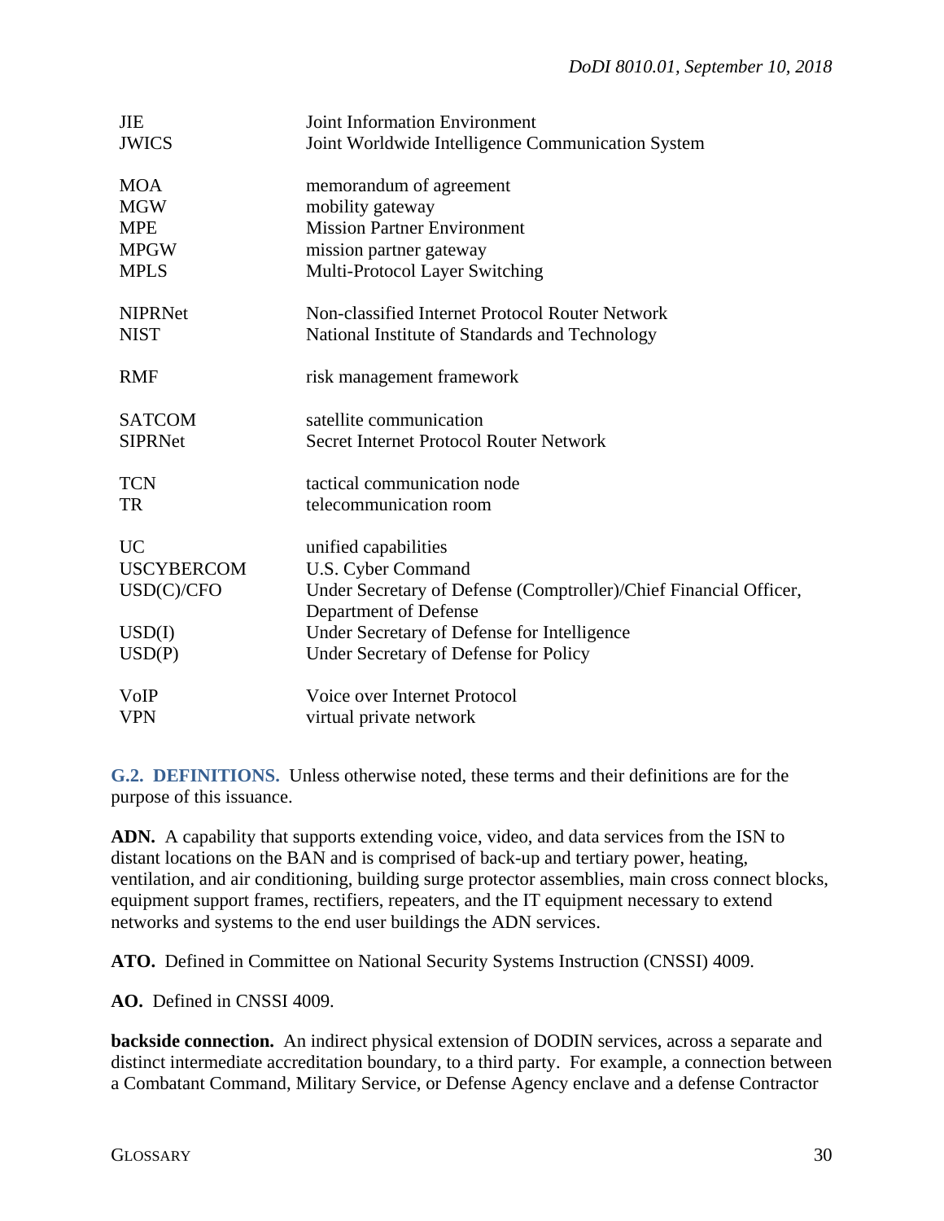| | |
|---|---|
| JIE | Joint Information Environment |
| JWICS | Joint Worldwide Intelligence Communication System |
| MOA | memorandum of agreement |
| MGW | mobility gateway |
| MPE | Mission Partner Environment |
| MPGW | mission partner gateway |
| MPLS | Multi-Protocol Layer Switching |
| NIPRNet | Non-classified Internet Protocol Router Network |
| NIST | National Institute of Standards and Technology |
| RMF | risk management framework |
| SATCOM | satellite communication |
| SIPRNet | Secret Internet Protocol Router Network |
| TCN | tactical communication node |
| TR | telecommunication room |
| UC | unified capabilities |
| USCYBERCOM | U.S. Cyber Command |
| USD(C)/CFO | Under Secretary of Defense (Comptroller)/Chief Financial Officer, Department of Defense |
| USD(I) | Under Secretary of Defense for Intelligence |
| USD(P) | Under Secretary of Defense for Policy |
| VoIP | Voice over Internet Protocol |
| VPN | virtual private network |

## G.2. DEFINITIONS.

Unless otherwise noted, these terms and their definitions are for the purpose of this issuance.

**ADN.** A capability that supports extending voice, video, and data services from the ISN to distant locations on the BAN and is comprised of back-up and tertiary power, heating, ventilation, and air conditioning, building surge protector assemblies, main cross connect blocks, equipment support frames, rectifiers, repeaters, and the IT equipment necessary to extend networks and systems to the end user buildings the ADN services.

**ATO.** Defined in Committee on National Security Systems Instruction (CNSSI) 4009.

**AO.** Defined in CNSSI 4009.

**backside connection.** An indirect physical extension of DODIN services, across a separate and distinct intermediate accreditation boundary, to a third party. For example, a connection between a Combatant Command, Military Service, or Defense Agency enclave and a defense Contractor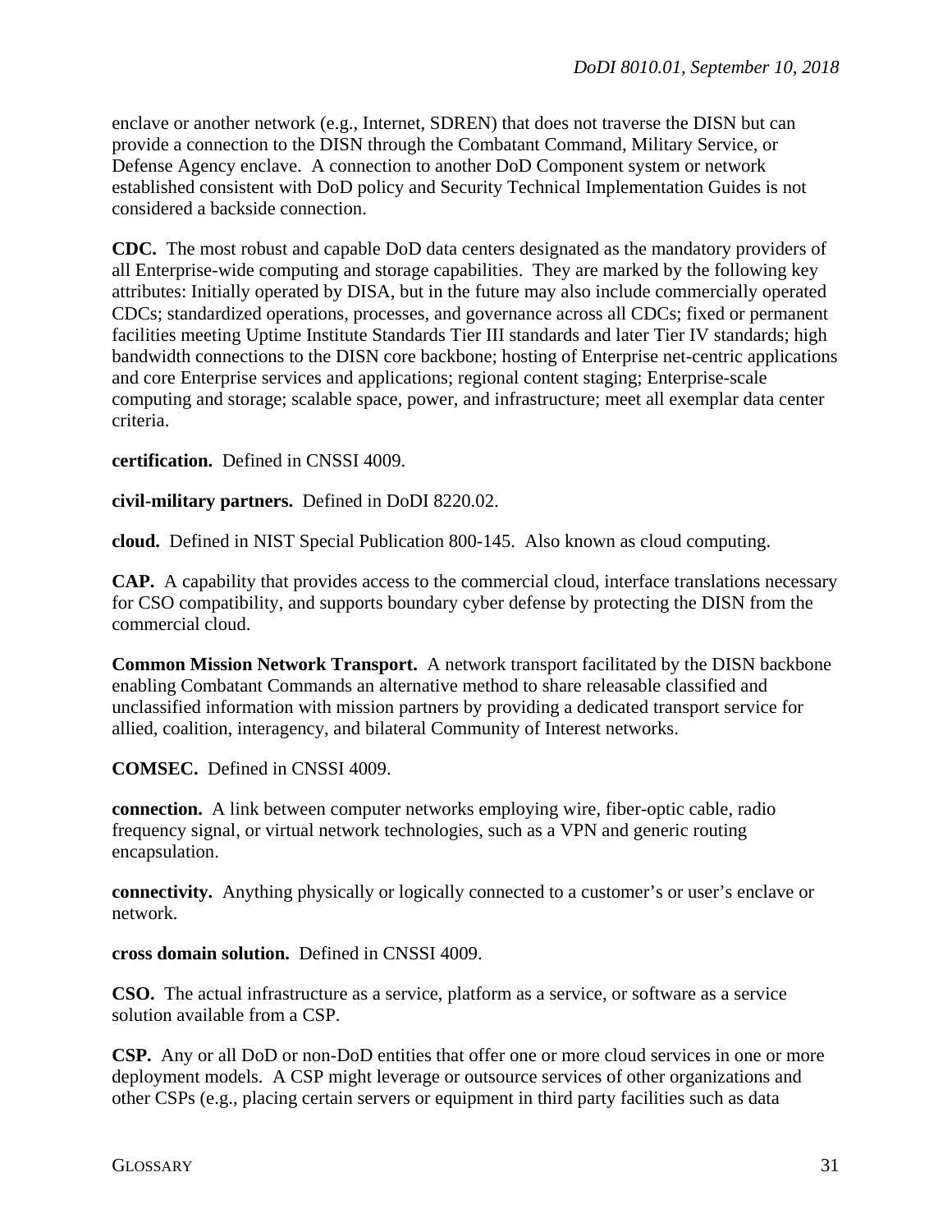enclave or another network (e.g., Internet, SDREN) that does not traverse the DISN but can provide a connection to the DISN through the Combatant Command, Military Service, or Defense Agency enclave. A connection to another DoD Component system or network established consistent with DoD policy and Security Technical Implementation Guides is not considered a backside connection.

**CDC.** The most robust and capable DoD data centers designated as the mandatory providers of all Enterprise-wide computing and storage capabilities. They are marked by the following key attributes: Initially operated by DISA, but in the future may also include commercially operated CDCs; standardized operations, processes, and governance across all CDCs; fixed or permanent facilities meeting Uptime Institute Standards Tier III standards and later Tier IV standards; high bandwidth connections to the DISN core backbone; hosting of Enterprise net-centric applications and core Enterprise services and applications; regional content staging; Enterprise-scale computing and storage; scalable space, power, and infrastructure; meet all exemplar data center criteria.

**certification.** Defined in CNSSI 4009.

**civil-military partners.** Defined in DoDI 8220.02.

**cloud.** Defined in NIST Special Publication 800-145. Also known as cloud computing.

**CAP.** A capability that provides access to the commercial cloud, interface translations necessary for CSO compatibility, and supports boundary cyber defense by protecting the DISN from the commercial cloud.

**Common Mission Network Transport.** A network transport facilitated by the DISN backbone enabling Combatant Commands an alternative method to share releasable classified and unclassified information with mission partners by providing a dedicated transport service for allied, coalition, interagency, and bilateral Community of Interest networks.

**COMSEC.** Defined in CNSSI 4009.

**connection.** A link between computer networks employing wire, fiber-optic cable, radio frequency signal, or virtual network technologies, such as a VPN and generic routing encapsulation.

**connectivity.** Anything physically or logically connected to a customer's or user's enclave or network.

**cross domain solution.** Defined in CNSSI 4009.

**CSO.** The actual infrastructure as a service, platform as a service, or software as a service solution available from a CSP.

**CSP.** Any or all DoD or non-DoD entities that offer one or more cloud services in one or more deployment models. A CSP might leverage or outsource services of other organizations and other CSPs (e.g., placing certain servers or equipment in third party facilities such as data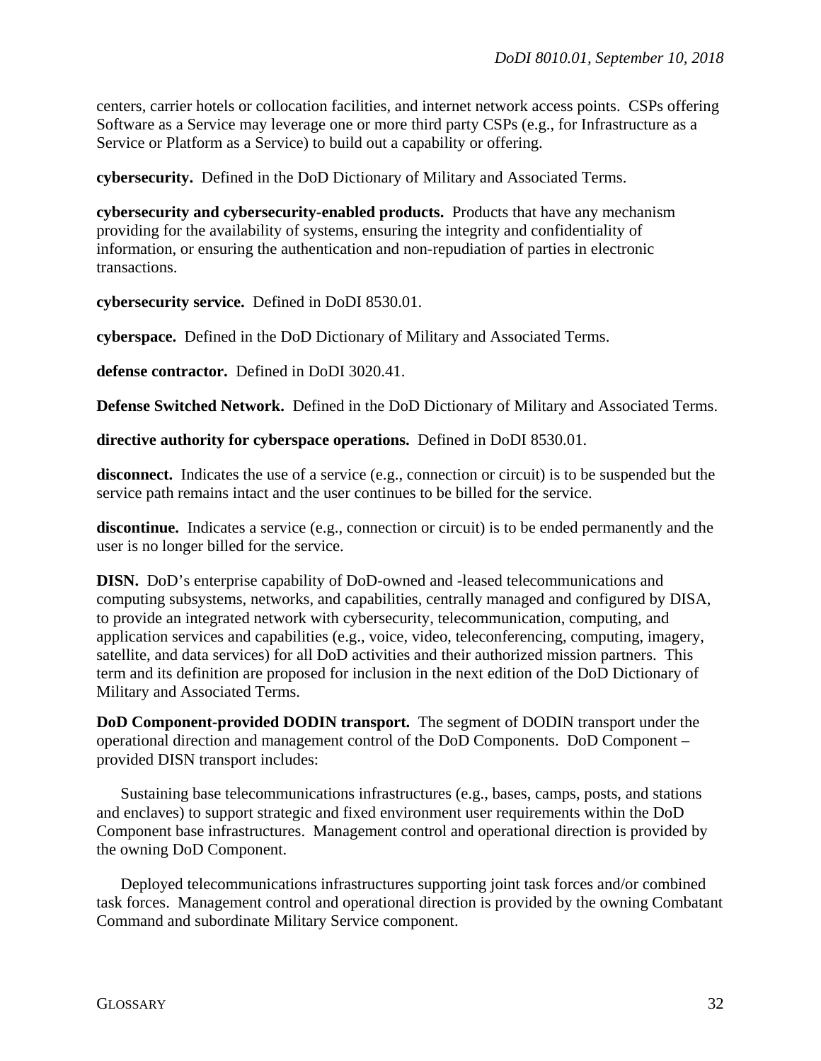centers, carrier hotels or collocation facilities, and internet network access points. CSPs offering Software as a Service may leverage one or more third party CSPs (e.g., for Infrastructure as a Service or Platform as a Service) to build out a capability or offering.

**cybersecurity.** Defined in the DoD Dictionary of Military and Associated Terms.

**cybersecurity and cybersecurity-enabled products.** Products that have any mechanism providing for the availability of systems, ensuring the integrity and confidentiality of information, or ensuring the authentication and non-repudiation of parties in electronic transactions.

**cybersecurity service.** Defined in DoDI 8530.01.

**cyberspace.** Defined in the DoD Dictionary of Military and Associated Terms.

**defense contractor.** Defined in DoDI 3020.41.

**Defense Switched Network.** Defined in the DoD Dictionary of Military and Associated Terms.

**directive authority for cyberspace operations.** Defined in DoDI 8530.01.

**disconnect.** Indicates the use of a service (e.g., connection or circuit) is to be suspended but the service path remains intact and the user continues to be billed for the service.

**discontinue.** Indicates a service (e.g., connection or circuit) is to be ended permanently and the user is no longer billed for the service.

**DISN.** DoD's enterprise capability of DoD-owned and -leased telecommunications and computing subsystems, networks, and capabilities, centrally managed and configured by DISA, to provide an integrated network with cybersecurity, telecommunication, computing, and application services and capabilities (e.g., voice, video, teleconferencing, computing, imagery, satellite, and data services) for all DoD activities and their authorized mission partners. This term and its definition are proposed for inclusion in the next edition of the DoD Dictionary of Military and Associated Terms.

**DoD Component-provided DODIN transport.** The segment of DODIN transport under the operational direction and management control of the DoD Components. DoD Component – provided DISN transport includes:

Sustaining base telecommunications infrastructures (e.g., bases, camps, posts, and stations and enclaves) to support strategic and fixed environment user requirements within the DoD Component base infrastructures. Management control and operational direction is provided by the owning DoD Component.

Deployed telecommunications infrastructures supporting joint task forces and/or combined task forces. Management control and operational direction is provided by the owning Combatant Command and subordinate Military Service component.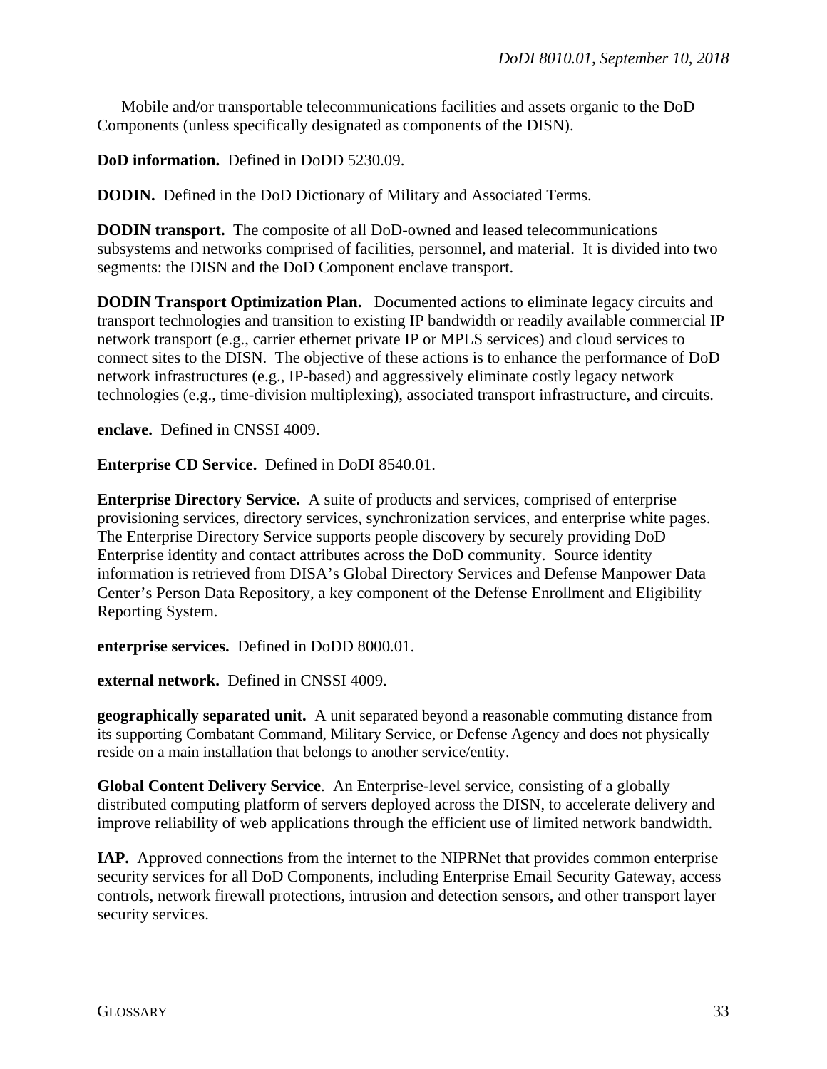Mobile and/or transportable telecommunications facilities and assets organic to the DoD Components (unless specifically designated as components of the DISN).

**DoD information.** Defined in DoDD 5230.09.

**DODIN.** Defined in the DoD Dictionary of Military and Associated Terms.

**DODIN transport.** The composite of all DoD-owned and leased telecommunications subsystems and networks comprised of facilities, personnel, and material. It is divided into two segments: the DISN and the DoD Component enclave transport.

**DODIN Transport Optimization Plan.** Documented actions to eliminate legacy circuits and transport technologies and transition to existing IP bandwidth or readily available commercial IP network transport (e.g., carrier ethernet private IP or MPLS services) and cloud services to connect sites to the DISN. The objective of these actions is to enhance the performance of DoD network infrastructures (e.g., IP-based) and aggressively eliminate costly legacy network technologies (e.g., time-division multiplexing), associated transport infrastructure, and circuits.

**enclave.** Defined in CNSSI 4009.

**Enterprise CD Service.** Defined in DoDI 8540.01.

**Enterprise Directory Service.** A suite of products and services, comprised of enterprise provisioning services, directory services, synchronization services, and enterprise white pages. The Enterprise Directory Service supports people discovery by securely providing DoD Enterprise identity and contact attributes across the DoD community. Source identity information is retrieved from DISA's Global Directory Services and Defense Manpower Data Center's Person Data Repository, a key component of the Defense Enrollment and Eligibility Reporting System.

**enterprise services.** Defined in DoDD 8000.01.

**external network.** Defined in CNSSI 4009.

**geographically separated unit.** A unit separated beyond a reasonable commuting distance from its supporting Combatant Command, Military Service, or Defense Agency and does not physically reside on a main installation that belongs to another service/entity.

**Global Content Delivery Service**. An Enterprise-level service, consisting of a globally distributed computing platform of servers deployed across the DISN, to accelerate delivery and improve reliability of web applications through the efficient use of limited network bandwidth.

**IAP.** Approved connections from the internet to the NIPRNet that provides common enterprise security services for all DoD Components, including Enterprise Email Security Gateway, access controls, network firewall protections, intrusion and detection sensors, and other transport layer security services.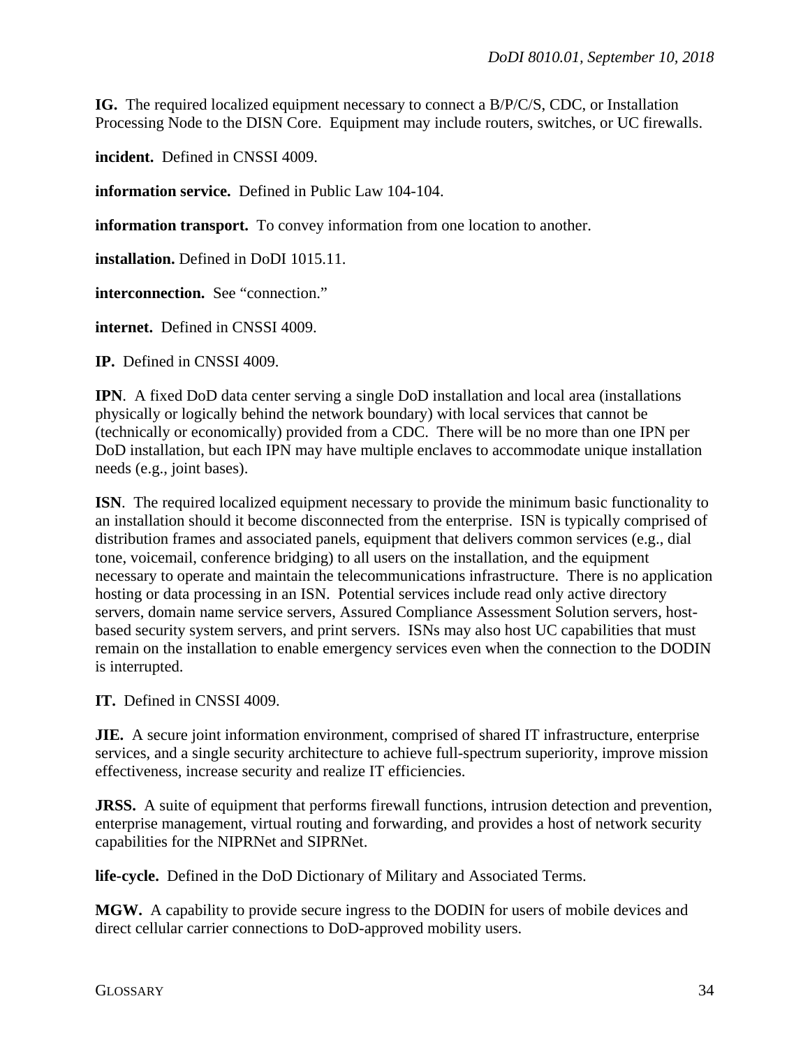**IG.** The required localized equipment necessary to connect a B/P/C/S, CDC, or Installation Processing Node to the DISN Core. Equipment may include routers, switches, or UC firewalls.

**incident.** Defined in CNSSI 4009.

**information service.** Defined in Public Law 104-104.

**information transport.** To convey information from one location to another.

**installation.** Defined in DoDI 1015.11.

**interconnection.** See "connection."

**internet.** Defined in CNSSI 4009.

**IP.** Defined in CNSSI 4009.

**IPN**. A fixed DoD data center serving a single DoD installation and local area (installations physically or logically behind the network boundary) with local services that cannot be (technically or economically) provided from a CDC. There will be no more than one IPN per DoD installation, but each IPN may have multiple enclaves to accommodate unique installation needs (e.g., joint bases).

**ISN**. The required localized equipment necessary to provide the minimum basic functionality to an installation should it become disconnected from the enterprise. ISN is typically comprised of distribution frames and associated panels, equipment that delivers common services (e.g., dial tone, voicemail, conference bridging) to all users on the installation, and the equipment necessary to operate and maintain the telecommunications infrastructure. There is no application hosting or data processing in an ISN. Potential services include read only active directory servers, domain name service servers, Assured Compliance Assessment Solution servers, host-based security system servers, and print servers. ISNs may also host UC capabilities that must remain on the installation to enable emergency services even when the connection to the DODIN is interrupted.

**IT.** Defined in CNSSI 4009.

**JIE.** A secure joint information environment, comprised of shared IT infrastructure, enterprise services, and a single security architecture to achieve full-spectrum superiority, improve mission effectiveness, increase security and realize IT efficiencies.

**JRSS.** A suite of equipment that performs firewall functions, intrusion detection and prevention, enterprise management, virtual routing and forwarding, and provides a host of network security capabilities for the NIPRNet and SIPRNet.

**life-cycle.** Defined in the DoD Dictionary of Military and Associated Terms.

**MGW.** A capability to provide secure ingress to the DODIN for users of mobile devices and direct cellular carrier connections to DoD-approved mobility users.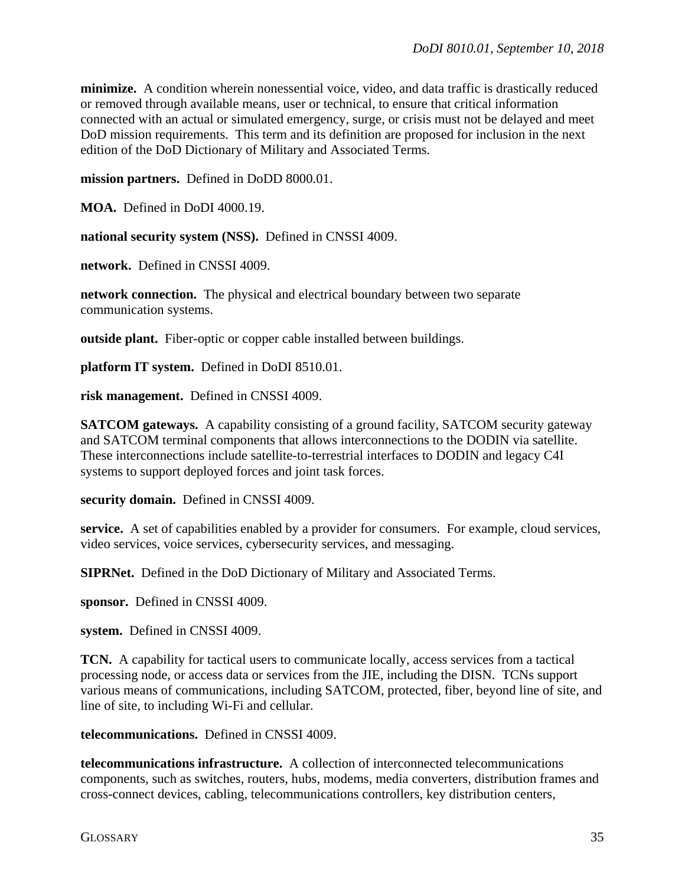**minimize.** A condition wherein nonessential voice, video, and data traffic is drastically reduced or removed through available means, user or technical, to ensure that critical information connected with an actual or simulated emergency, surge, or crisis must not be delayed and meet DoD mission requirements. This term and its definition are proposed for inclusion in the next edition of the DoD Dictionary of Military and Associated Terms.

**mission partners.** Defined in DoDD 8000.01.

**MOA.** Defined in DoDI 4000.19.

**national security system (NSS).** Defined in CNSSI 4009.

**network.** Defined in CNSSI 4009.

**network connection.** The physical and electrical boundary between two separate communication systems.

**outside plant.** Fiber-optic or copper cable installed between buildings.

**platform IT system.** Defined in DoDI 8510.01.

**risk management.** Defined in CNSSI 4009.

**SATCOM gateways.** A capability consisting of a ground facility, SATCOM security gateway and SATCOM terminal components that allows interconnections to the DODIN via satellite. These interconnections include satellite-to-terrestrial interfaces to DODIN and legacy C4I systems to support deployed forces and joint task forces.

**security domain.** Defined in CNSSI 4009.

**service.** A set of capabilities enabled by a provider for consumers. For example, cloud services, video services, voice services, cybersecurity services, and messaging.

**SIPRNet.** Defined in the DoD Dictionary of Military and Associated Terms.

**sponsor.** Defined in CNSSI 4009.

**system.** Defined in CNSSI 4009.

**TCN.** A capability for tactical users to communicate locally, access services from a tactical processing node, or access data or services from the JIE, including the DISN. TCNs support various means of communications, including SATCOM, protected, fiber, beyond line of site, and line of site, to including Wi-Fi and cellular.

**telecommunications.** Defined in CNSSI 4009.

**telecommunications infrastructure.** A collection of interconnected telecommunications components, such as switches, routers, hubs, modems, media converters, distribution frames and cross-connect devices, cabling, telecommunications controllers, key distribution centers,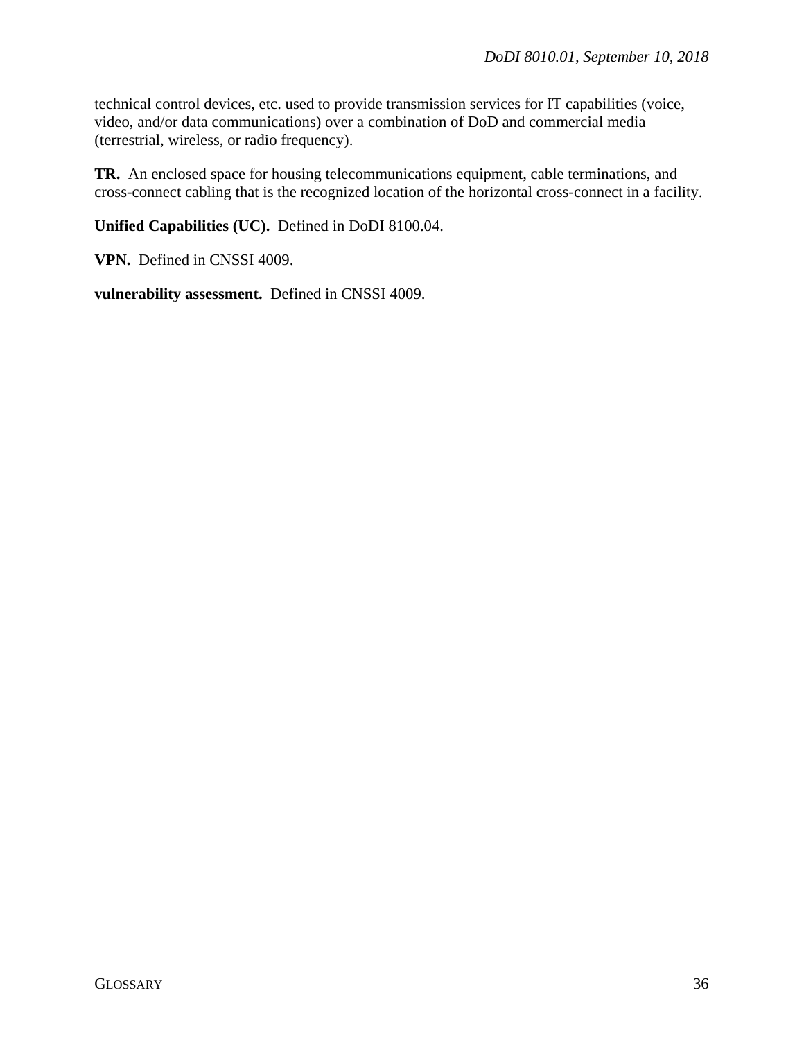technical control devices, etc. used to provide transmission services for IT capabilities (voice, video, and/or data communications) over a combination of DoD and commercial media (terrestrial, wireless, or radio frequency).

**TR.** An enclosed space for housing telecommunications equipment, cable terminations, and cross-connect cabling that is the recognized location of the horizontal cross-connect in a facility.

**Unified Capabilities (UC).** Defined in DoDI 8100.04.

**VPN.** Defined in CNSSI 4009.

**vulnerability assessment.** Defined in CNSSI 4009.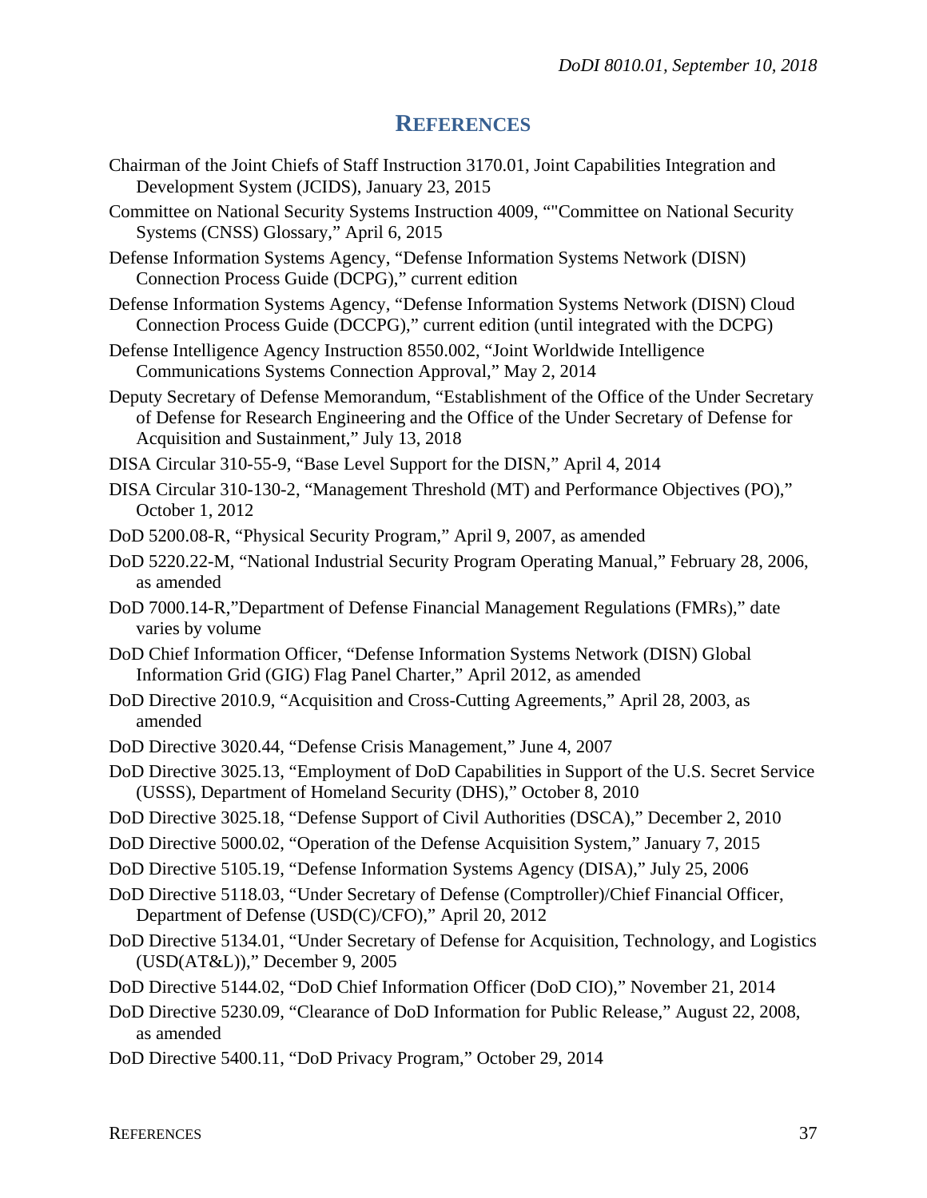# REFERENCES

Chairman of the Joint Chiefs of Staff Instruction 3170.01, Joint Capabilities Integration and Development System (JCIDS), January 23, 2015

Committee on National Security Systems Instruction 4009, “"Committee on National Security Systems (CNSS) Glossary,” April 6, 2015

Defense Information Systems Agency, “Defense Information Systems Network (DISN) Connection Process Guide (DCPG),” current edition

Defense Information Systems Agency, “Defense Information Systems Network (DISN) Cloud Connection Process Guide (DCCPG),” current edition (until integrated with the DCPG)

Defense Intelligence Agency Instruction 8550.002, “Joint Worldwide Intelligence Communications Systems Connection Approval,” May 2, 2014

Deputy Secretary of Defense Memorandum, “Establishment of the Office of the Under Secretary of Defense for Research Engineering and the Office of the Under Secretary of Defense for Acquisition and Sustainment,” July 13, 2018

DISA Circular 310-55-9, “Base Level Support for the DISN,” April 4, 2014

DISA Circular 310-130-2, “Management Threshold (MT) and Performance Objectives (PO),” October 1, 2012

DoD 5200.08-R, “Physical Security Program,” April 9, 2007, as amended

DoD 5220.22-M, “National Industrial Security Program Operating Manual,” February 28, 2006, as amended

DoD 7000.14-R,”Department of Defense Financial Management Regulations (FMRs),” date varies by volume

DoD Chief Information Officer, “Defense Information Systems Network (DISN) Global Information Grid (GIG) Flag Panel Charter,” April 2012, as amended

DoD Directive 2010.9, “Acquisition and Cross-Cutting Agreements,” April 28, 2003, as amended

DoD Directive 3020.44, “Defense Crisis Management,” June 4, 2007

DoD Directive 3025.13, “Employment of DoD Capabilities in Support of the U.S. Secret Service (USSS), Department of Homeland Security (DHS),” October 8, 2010

DoD Directive 3025.18, “Defense Support of Civil Authorities (DSCA),” December 2, 2010

DoD Directive 5000.02, “Operation of the Defense Acquisition System,” January 7, 2015

DoD Directive 5105.19, “Defense Information Systems Agency (DISA),” July 25, 2006

DoD Directive 5118.03, “Under Secretary of Defense (Comptroller)/Chief Financial Officer, Department of Defense (USD(C)/CFO),” April 20, 2012

DoD Directive 5134.01, “Under Secretary of Defense for Acquisition, Technology, and Logistics (USD(AT&L)),” December 9, 2005

DoD Directive 5144.02, “DoD Chief Information Officer (DoD CIO),” November 21, 2014

DoD Directive 5230.09, “Clearance of DoD Information for Public Release,” August 22, 2008, as amended

DoD Directive 5400.11, “DoD Privacy Program,” October 29, 2014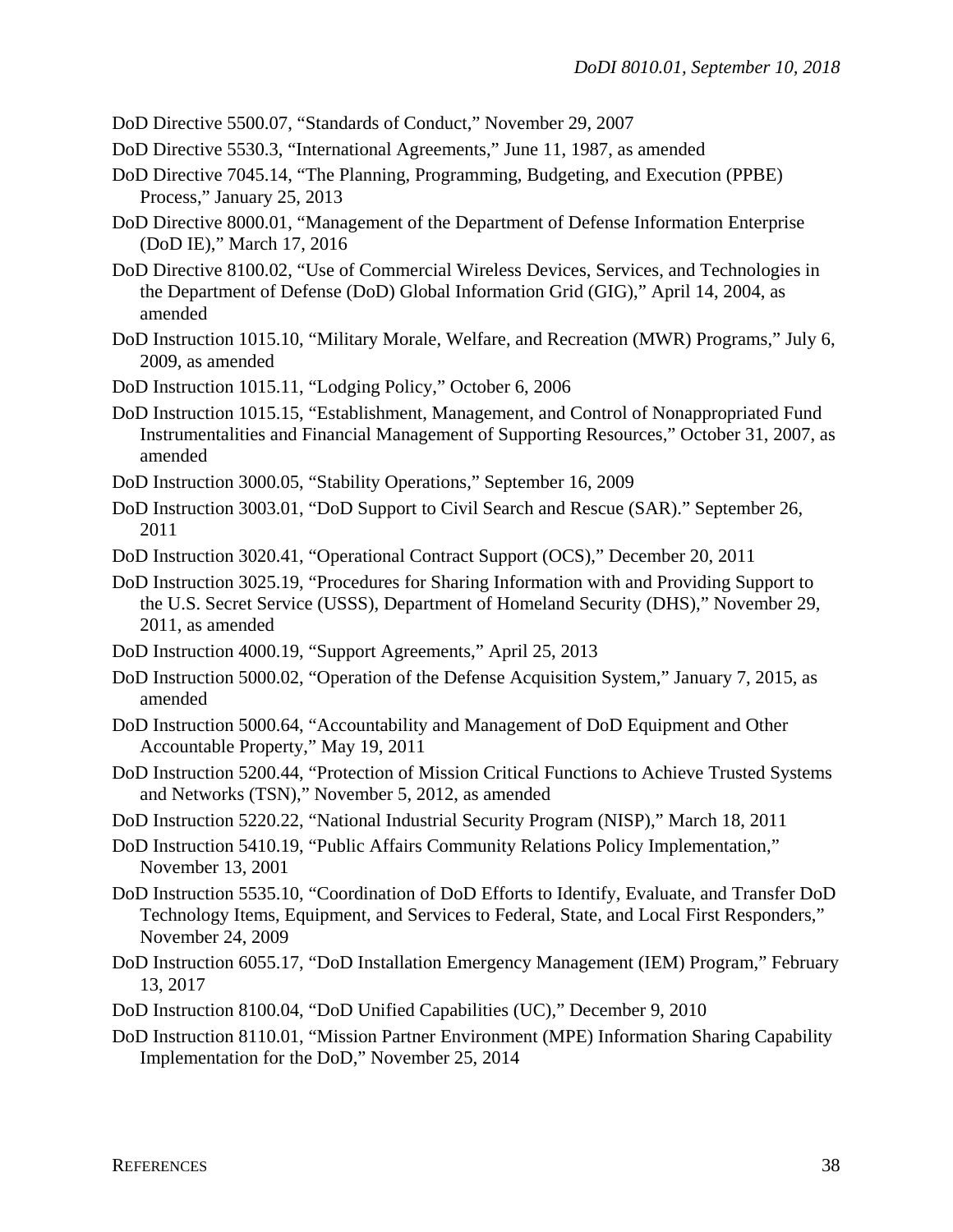DoD Directive 5500.07, "Standards of Conduct," November 29, 2007

DoD Directive 5530.3, "International Agreements," June 11, 1987, as amended

DoD Directive 7045.14, "The Planning, Programming, Budgeting, and Execution (PPBE) Process," January 25, 2013

DoD Directive 8000.01, "Management of the Department of Defense Information Enterprise (DoD IE)," March 17, 2016

DoD Directive 8100.02, "Use of Commercial Wireless Devices, Services, and Technologies in the Department of Defense (DoD) Global Information Grid (GIG)," April 14, 2004, as amended

DoD Instruction 1015.10, "Military Morale, Welfare, and Recreation (MWR) Programs," July 6, 2009, as amended

DoD Instruction 1015.11, "Lodging Policy," October 6, 2006

DoD Instruction 1015.15, "Establishment, Management, and Control of Nonappropriated Fund Instrumentalities and Financial Management of Supporting Resources," October 31, 2007, as amended

DoD Instruction 3000.05, "Stability Operations," September 16, 2009

DoD Instruction 3003.01, "DoD Support to Civil Search and Rescue (SAR)." September 26, 2011

DoD Instruction 3020.41, "Operational Contract Support (OCS)," December 20, 2011

DoD Instruction 3025.19, "Procedures for Sharing Information with and Providing Support to the U.S. Secret Service (USSS), Department of Homeland Security (DHS)," November 29, 2011, as amended

DoD Instruction 4000.19, "Support Agreements," April 25, 2013

DoD Instruction 5000.02, "Operation of the Defense Acquisition System," January 7, 2015, as amended

DoD Instruction 5000.64, "Accountability and Management of DoD Equipment and Other Accountable Property," May 19, 2011

DoD Instruction 5200.44, "Protection of Mission Critical Functions to Achieve Trusted Systems and Networks (TSN)," November 5, 2012, as amended

DoD Instruction 5220.22, "National Industrial Security Program (NISP)," March 18, 2011

DoD Instruction 5410.19, "Public Affairs Community Relations Policy Implementation," November 13, 2001

DoD Instruction 5535.10, "Coordination of DoD Efforts to Identify, Evaluate, and Transfer DoD Technology Items, Equipment, and Services to Federal, State, and Local First Responders," November 24, 2009

DoD Instruction 6055.17, "DoD Installation Emergency Management (IEM) Program," February 13, 2017

DoD Instruction 8100.04, "DoD Unified Capabilities (UC)," December 9, 2010

DoD Instruction 8110.01, "Mission Partner Environment (MPE) Information Sharing Capability Implementation for the DoD," November 25, 2014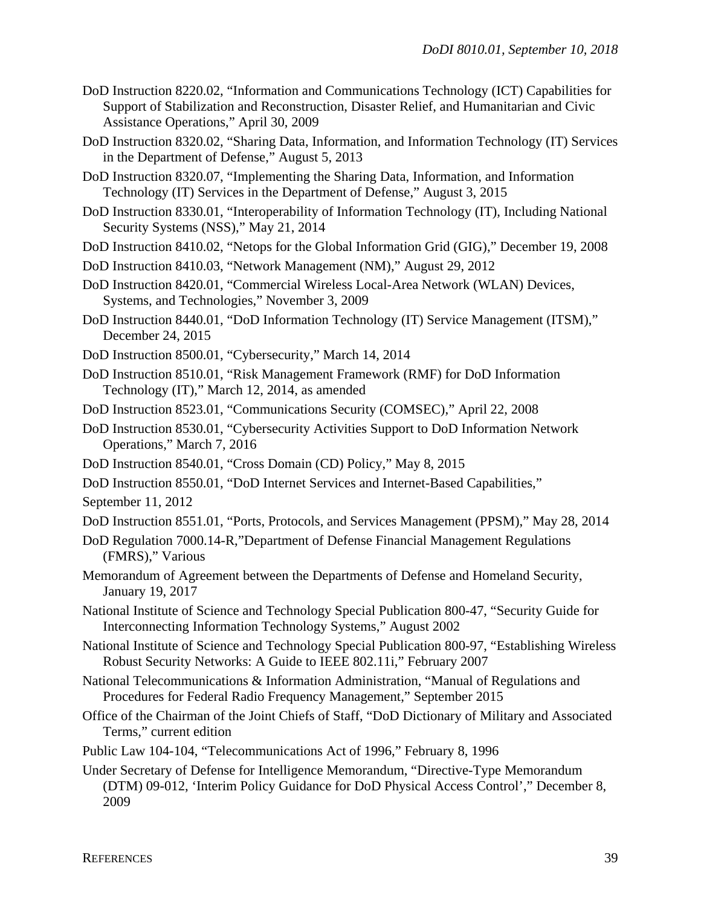DoD Instruction 8220.02, "Information and Communications Technology (ICT) Capabilities for Support of Stabilization and Reconstruction, Disaster Relief, and Humanitarian and Civic Assistance Operations," April 30, 2009

DoD Instruction 8320.02, "Sharing Data, Information, and Information Technology (IT) Services in the Department of Defense," August 5, 2013

DoD Instruction 8320.07, "Implementing the Sharing Data, Information, and Information Technology (IT) Services in the Department of Defense," August 3, 2015

DoD Instruction 8330.01, "Interoperability of Information Technology (IT), Including National Security Systems (NSS)," May 21, 2014

DoD Instruction 8410.02, "Netops for the Global Information Grid (GIG)," December 19, 2008

DoD Instruction 8410.03, "Network Management (NM)," August 29, 2012

DoD Instruction 8420.01, "Commercial Wireless Local-Area Network (WLAN) Devices, Systems, and Technologies," November 3, 2009

DoD Instruction 8440.01, "DoD Information Technology (IT) Service Management (ITSM)," December 24, 2015

DoD Instruction 8500.01, "Cybersecurity," March 14, 2014

DoD Instruction 8510.01, "Risk Management Framework (RMF) for DoD Information Technology (IT)," March 12, 2014, as amended

DoD Instruction 8523.01, "Communications Security (COMSEC)," April 22, 2008

DoD Instruction 8530.01, "Cybersecurity Activities Support to DoD Information Network Operations," March 7, 2016

DoD Instruction 8540.01, "Cross Domain (CD) Policy," May 8, 2015

DoD Instruction 8550.01, "DoD Internet Services and Internet-Based Capabilities,"

September 11, 2012

DoD Instruction 8551.01, "Ports, Protocols, and Services Management (PPSM)," May 28, 2014

DoD Regulation 7000.14-R,"Department of Defense Financial Management Regulations (FMRS)," Various

Memorandum of Agreement between the Departments of Defense and Homeland Security, January 19, 2017

National Institute of Science and Technology Special Publication 800-47, "Security Guide for Interconnecting Information Technology Systems," August 2002

National Institute of Science and Technology Special Publication 800-97, "Establishing Wireless Robust Security Networks: A Guide to IEEE 802.11i," February 2007

National Telecommunications & Information Administration, "Manual of Regulations and Procedures for Federal Radio Frequency Management," September 2015

Office of the Chairman of the Joint Chiefs of Staff, "DoD Dictionary of Military and Associated Terms," current edition

Public Law 104-104, "Telecommunications Act of 1996," February 8, 1996

Under Secretary of Defense for Intelligence Memorandum, "Directive-Type Memorandum (DTM) 09-012, 'Interim Policy Guidance for DoD Physical Access Control'," December 8, 2009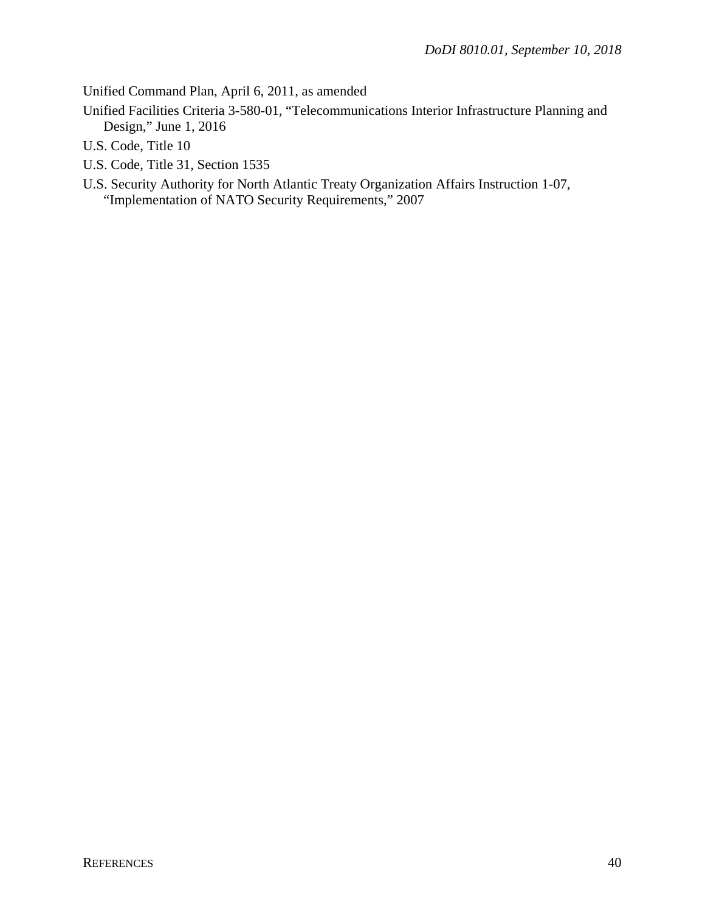Unified Command Plan, April 6, 2011, as amended

Unified Facilities Criteria 3-580-01, "Telecommunications Interior Infrastructure Planning and Design," June 1, 2016

U.S. Code, Title 10

U.S. Code, Title 31, Section 1535

U.S. Security Authority for North Atlantic Treaty Organization Affairs Instruction 1-07, "Implementation of NATO Security Requirements," 2007